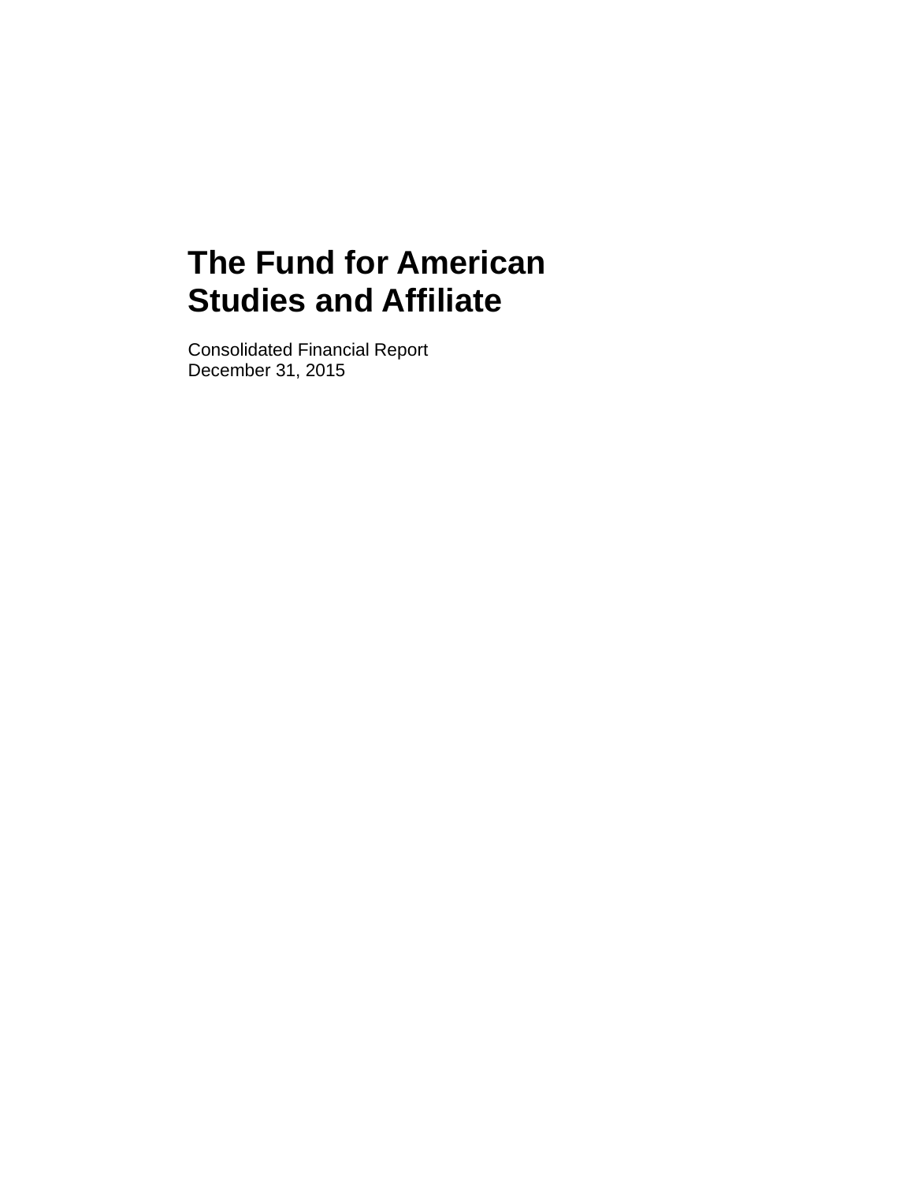# The Fund for American Studies and Affiliate

Consolidated Financial Report
December 31, 2015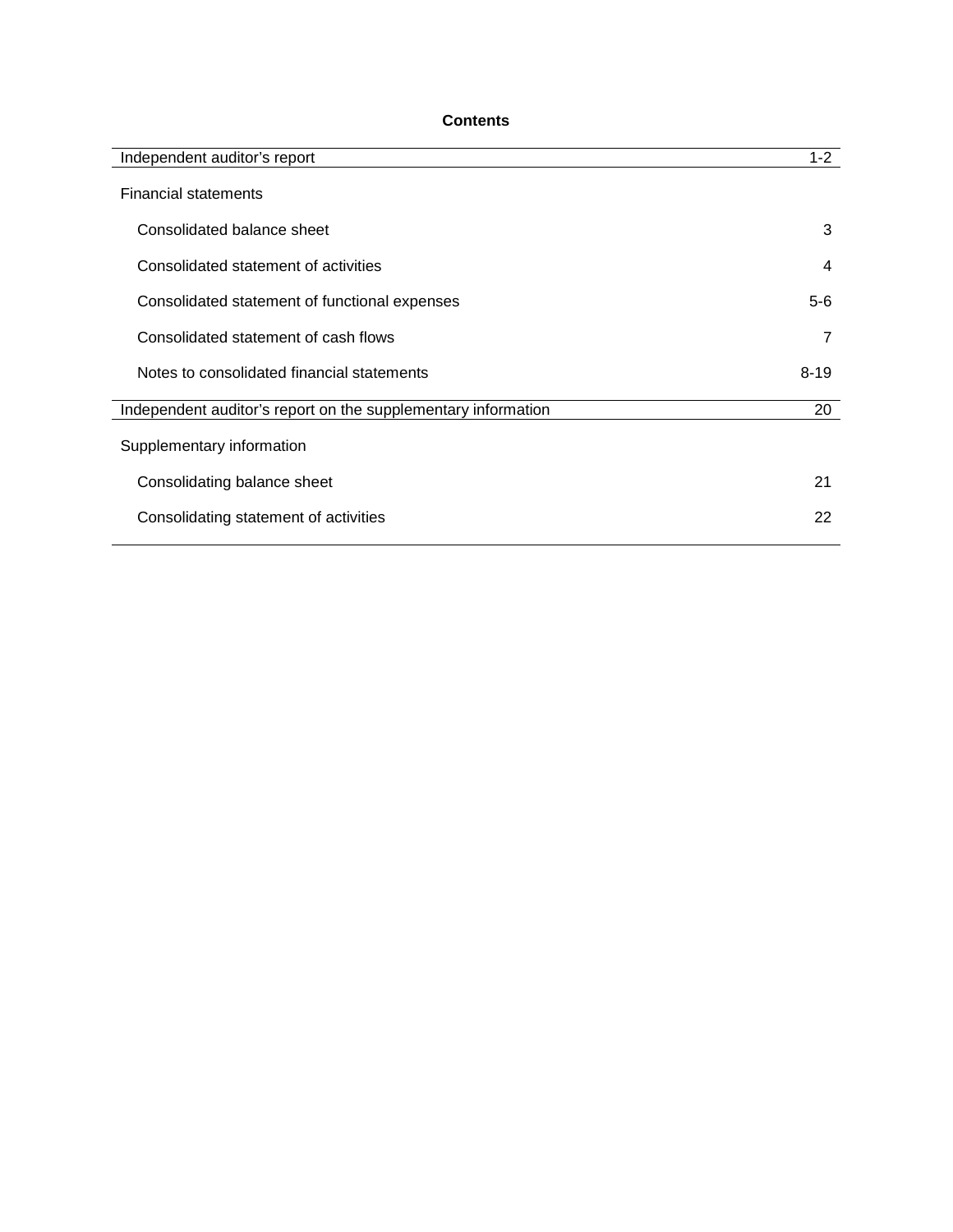**Contents**

| | |
|---|---|
| Independent auditor's report | 1-2 |
| Financial statements | |
| Consolidated balance sheet | 3 |
| Consolidated statement of activities | 4 |
| Consolidated statement of functional expenses | 5-6 |
| Consolidated statement of cash flows | 7 |
| Notes to consolidated financial statements | 8-19 |
| Independent auditor's report on the supplementary information | 20 |
| Supplementary information | |
| Consolidating balance sheet | 21 |
| Consolidating statement of activities | 22 |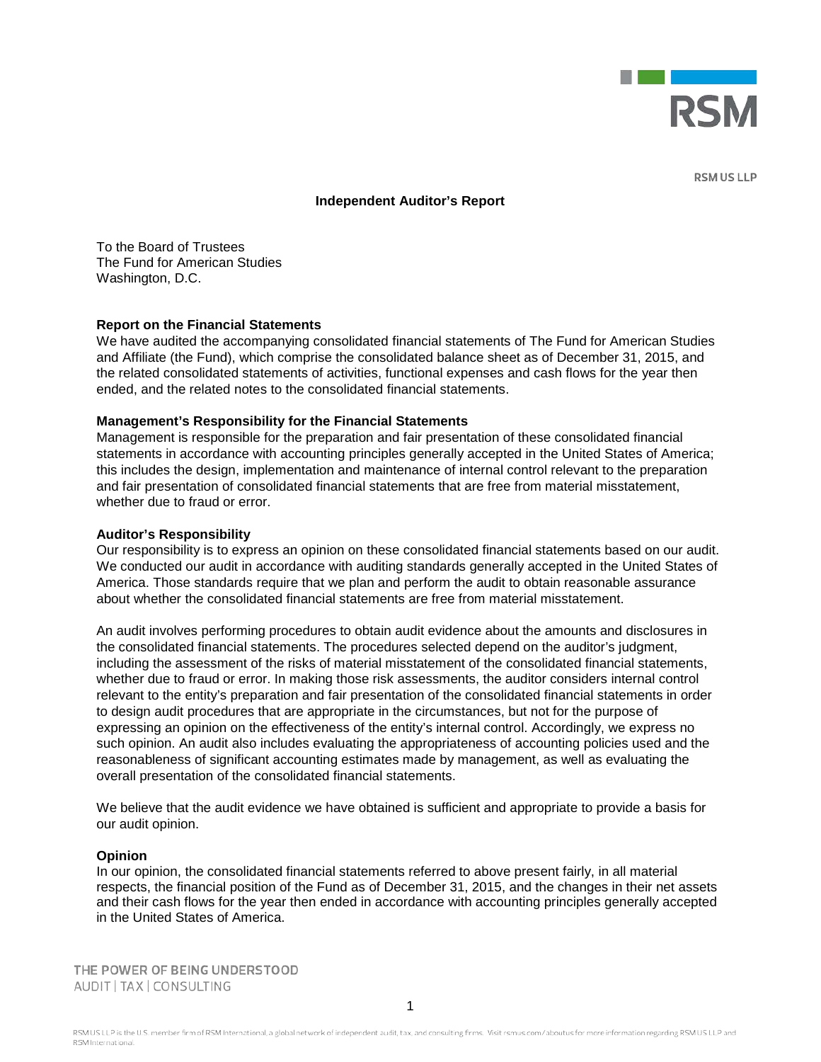RSM US LLP

# Independent Auditor's Report

To the Board of Trustees
The Fund for American Studies
Washington, D.C.

**Report on the Financial Statements**

We have audited the accompanying consolidated financial statements of The Fund for American Studies and Affiliate (the Fund), which comprise the consolidated balance sheet as of December 31, 2015, and the related consolidated statements of activities, functional expenses and cash flows for the year then ended, and the related notes to the consolidated financial statements.

**Management's Responsibility for the Financial Statements**

Management is responsible for the preparation and fair presentation of these consolidated financial statements in accordance with accounting principles generally accepted in the United States of America; this includes the design, implementation and maintenance of internal control relevant to the preparation and fair presentation of consolidated financial statements that are free from material misstatement, whether due to fraud or error.

**Auditor's Responsibility**

Our responsibility is to express an opinion on these consolidated financial statements based on our audit. We conducted our audit in accordance with auditing standards generally accepted in the United States of America. Those standards require that we plan and perform the audit to obtain reasonable assurance about whether the consolidated financial statements are free from material misstatement.

An audit involves performing procedures to obtain audit evidence about the amounts and disclosures in the consolidated financial statements. The procedures selected depend on the auditor's judgment, including the assessment of the risks of material misstatement of the consolidated financial statements, whether due to fraud or error. In making those risk assessments, the auditor considers internal control relevant to the entity's preparation and fair presentation of the consolidated financial statements in order to design audit procedures that are appropriate in the circumstances, but not for the purpose of expressing an opinion on the effectiveness of the entity's internal control. Accordingly, we express no such opinion. An audit also includes evaluating the appropriateness of accounting policies used and the reasonableness of significant accounting estimates made by management, as well as evaluating the overall presentation of the consolidated financial statements.

We believe that the audit evidence we have obtained is sufficient and appropriate to provide a basis for our audit opinion.

**Opinion**

In our opinion, the consolidated financial statements referred to above present fairly, in all material respects, the financial position of the Fund as of December 31, 2015, and the changes in their net assets and their cash flows for the year then ended in accordance with accounting principles generally accepted in the United States of America.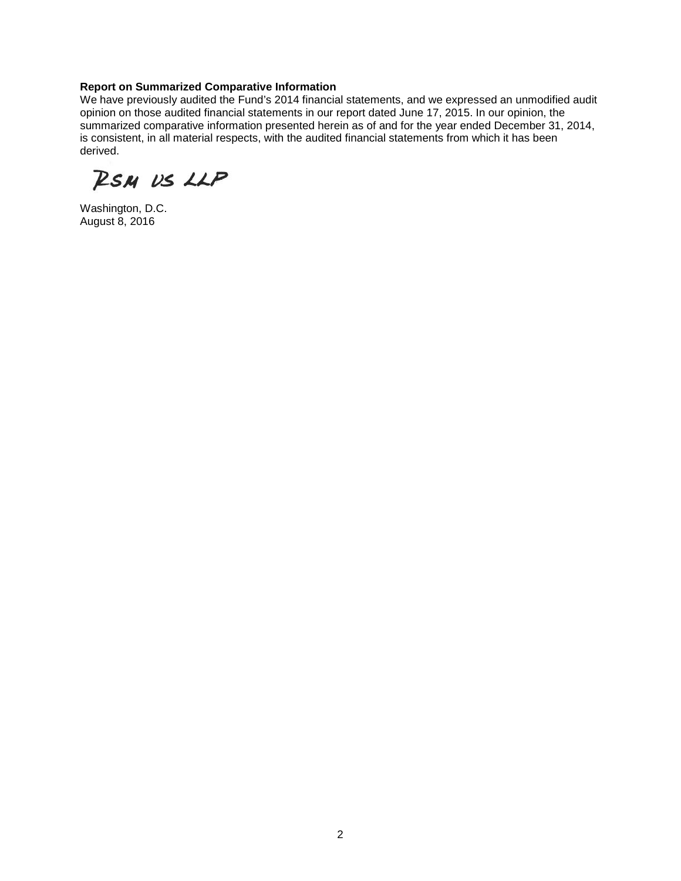**Report on Summarized Comparative Information**

We have previously audited the Fund's 2014 financial statements, and we expressed an unmodified audit opinion on those audited financial statements in our report dated June 17, 2015. In our opinion, the summarized comparative information presented herein as of and for the year ended December 31, 2014, is consistent, in all material respects, with the audited financial statements from which it has been derived.

RSM US LLP

Washington, D.C.
August 8, 2016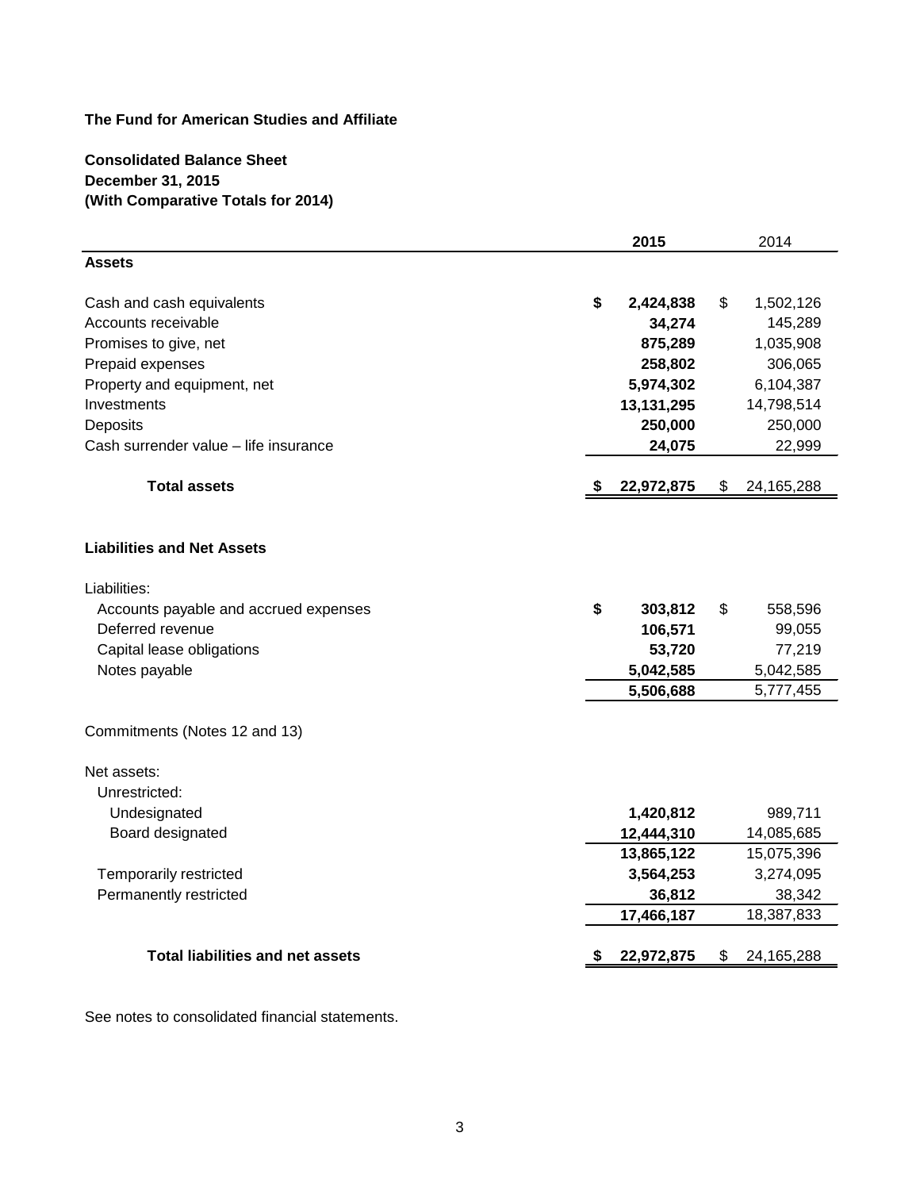**The Fund for American Studies and Affiliate**

**Consolidated Balance Sheet**
**December 31, 2015**
**(With Comparative Totals for 2014)**

| | **2015** | 2014 |
|---|---|---|
| **Assets** | | |
| Cash and cash equivalents | **$ 2,424,838** | $ 1,502,126 |
| Accounts receivable | **34,274** | 145,289 |
| Promises to give, net | **875,289** | 1,035,908 |
| Prepaid expenses | **258,802** | 306,065 |
| Property and equipment, net | **5,974,302** | 6,104,387 |
| Investments | **13,131,295** | 14,798,514 |
| Deposits | **250,000** | 250,000 |
| Cash surrender value – life insurance | **24,075** | 22,999 |
| **Total assets** | **$ 22,972,875** | $ 24,165,288 |
| | | |
| **Liabilities and Net Assets** | | |
| Liabilities: | | |
| Accounts payable and accrued expenses | **$ 303,812** | $ 558,596 |
| Deferred revenue | **106,571** | 99,055 |
| Capital lease obligations | **53,720** | 77,219 |
| Notes payable | **5,042,585** | 5,042,585 |
| | **5,506,688** | 5,777,455 |
| Commitments (Notes 12 and 13) | | |
| Net assets: | | |
| Unrestricted: | | |
| Undesignated | **1,420,812** | 989,711 |
| Board designated | **12,444,310** | 14,085,685 |
| | **13,865,122** | 15,075,396 |
| Temporarily restricted | **3,564,253** | 3,274,095 |
| Permanently restricted | **36,812** | 38,342 |
| | **17,466,187** | 18,387,833 |
| **Total liabilities and net assets** | **$ 22,972,875** | $ 24,165,288 |

See notes to consolidated financial statements.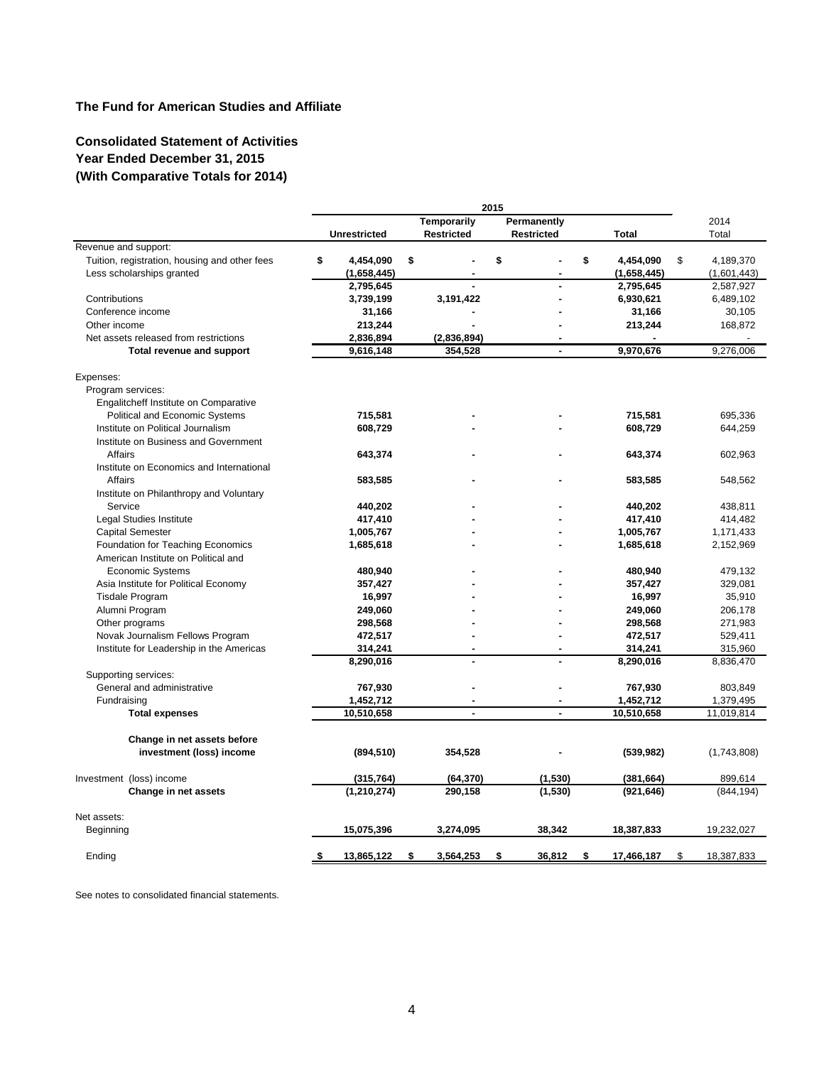### The Fund for American Studies and Affiliate

### Consolidated Statement of Activities
### Year Ended December 31, 2015
### (With Comparative Totals for 2014)

| | 2015 | | | | 2014 |
|---|---|---|---|---|---|
| | **Unrestricted** | **Temporarily Restricted** | **Permanently Restricted** | **Total** | Total |
| Revenue and support: | | | | | |
| Tuition, registration, housing and other fees | **$ 4,454,090** | **$ -** | **$ -** | **$ 4,454,090** | $ 4,189,370 |
| Less scholarships granted | **(1,658,445)** | **-** | **-** | **(1,658,445)** | (1,601,443) |
| | **2,795,645** | **-** | **-** | **2,795,645** | 2,587,927 |
| Contributions | **3,739,199** | **3,191,422** | **-** | **6,930,621** | 6,489,102 |
| Conference income | **31,166** | **-** | **-** | **31,166** | 30,105 |
| Other income | **213,244** | **-** | **-** | **213,244** | 168,872 |
| Net assets released from restrictions | **2,836,894** | **(2,836,894)** | **-** | **-** | - |
| **Total revenue and support** | **9,616,148** | **354,528** | **-** | **9,970,676** | 9,276,006 |
| | | | | | |
| Expenses: | | | | | |
| Program services: | | | | | |
| Engalitcheff Institute on Comparative Political and Economic Systems | **715,581** | **-** | **-** | **715,581** | 695,336 |
| Institute on Political Journalism | **608,729** | **-** | **-** | **608,729** | 644,259 |
| Institute on Business and Government Affairs | **643,374** | **-** | **-** | **643,374** | 602,963 |
| Institute on Economics and International Affairs | **583,585** | **-** | **-** | **583,585** | 548,562 |
| Institute on Philanthropy and Voluntary Service | **440,202** | **-** | **-** | **440,202** | 438,811 |
| Legal Studies Institute | **417,410** | **-** | **-** | **417,410** | 414,482 |
| Capital Semester | **1,005,767** | **-** | **-** | **1,005,767** | 1,171,433 |
| Foundation for Teaching Economics | **1,685,618** | **-** | **-** | **1,685,618** | 2,152,969 |
| American Institute on Political and Economic Systems | **480,940** | **-** | **-** | **480,940** | 479,132 |
| Asia Institute for Political Economy | **357,427** | **-** | **-** | **357,427** | 329,081 |
| Tisdale Program | **16,997** | **-** | **-** | **16,997** | 35,910 |
| Alumni Program | **249,060** | **-** | **-** | **249,060** | 206,178 |
| Other programs | **298,568** | **-** | **-** | **298,568** | 271,983 |
| Novak Journalism Fellows Program | **472,517** | **-** | **-** | **472,517** | 529,411 |
| Institute for Leadership in the Americas | **314,241** | **-** | **-** | **314,241** | 315,960 |
| | **8,290,016** | **-** | **-** | **8,290,016** | 8,836,470 |
| Supporting services: | | | | | |
| General and administrative | **767,930** | **-** | **-** | **767,930** | 803,849 |
| Fundraising | **1,452,712** | **-** | **-** | **1,452,712** | 1,379,495 |
| **Total expenses** | **10,510,658** | **-** | **-** | **10,510,658** | 11,019,814 |
| | | | | | |
| **Change in net assets before investment (loss) income** | **(894,510)** | **354,528** | **-** | **(539,982)** | (1,743,808) |
| | | | | | |
| Investment (loss) income | **(315,764)** | **(64,370)** | **(1,530)** | **(381,664)** | 899,614 |
| **Change in net assets** | **(1,210,274)** | **290,158** | **(1,530)** | **(921,646)** | (844,194) |
| | | | | | |
| Net assets: | | | | | |
| Beginning | **15,075,396** | **3,274,095** | **38,342** | **18,387,833** | 19,232,027 |
| | | | | | |
| Ending | **$ 13,865,122** | **$ 3,564,253** | **$ 36,812** | **$ 17,466,187** | $ 18,387,833 |

See notes to consolidated financial statements.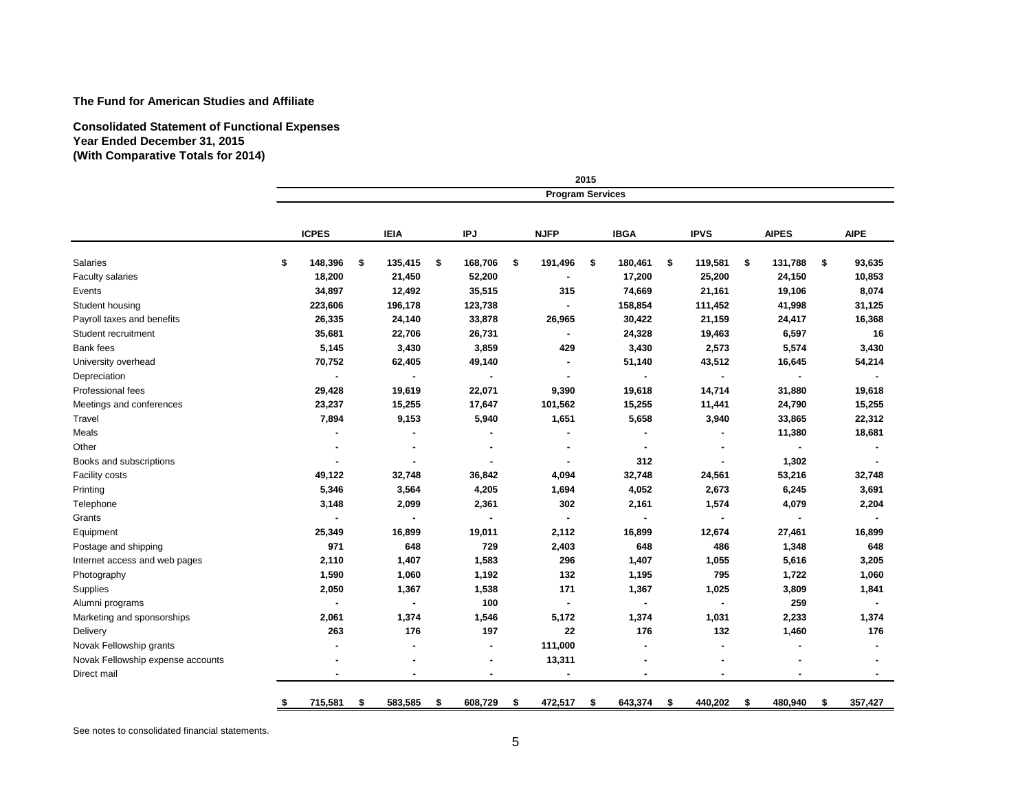**The Fund for American Studies and Affiliate**

**Consolidated Statement of Functional Expenses**
**Year Ended December 31, 2015**
**(With Comparative Totals for 2014)**

| | 2015 | | | | | | | |
|---|---|---|---|---|---|---|---|---|
| | Program Services | | | | | | | |
| | ICPES | IEIA | IPJ | NJFP | IBGA | IPVS | AIPES | AIPE |
| Salaries | $ 148,396 | $ 135,415 | $ 168,706 | $ 191,496 | $ 180,461 | $ 119,581 | $ 131,788 | $ 93,635 |
| Faculty salaries | 18,200 | 21,450 | 52,200 | - | 17,200 | 25,200 | 24,150 | 10,853 |
| Events | 34,897 | 12,492 | 35,515 | 315 | 74,669 | 21,161 | 19,106 | 8,074 |
| Student housing | 223,606 | 196,178 | 123,738 | - | 158,854 | 111,452 | 41,998 | 31,125 |
| Payroll taxes and benefits | 26,335 | 24,140 | 33,878 | 26,965 | 30,422 | 21,159 | 24,417 | 16,368 |
| Student recruitment | 35,681 | 22,706 | 26,731 | - | 24,328 | 19,463 | 6,597 | 16 |
| Bank fees | 5,145 | 3,430 | 3,859 | 429 | 3,430 | 2,573 | 5,574 | 3,430 |
| University overhead | 70,752 | 62,405 | 49,140 | - | 51,140 | 43,512 | 16,645 | 54,214 |
| Depreciation | - | - | - | - | - | - | - | - |
| Professional fees | 29,428 | 19,619 | 22,071 | 9,390 | 19,618 | 14,714 | 31,880 | 19,618 |
| Meetings and conferences | 23,237 | 15,255 | 17,647 | 101,562 | 15,255 | 11,441 | 24,790 | 15,255 |
| Travel | 7,894 | 9,153 | 5,940 | 1,651 | 5,658 | 3,940 | 33,865 | 22,312 |
| Meals | - | - | - | - | - | - | 11,380 | 18,681 |
| Other | - | - | - | - | - | - | - | - |
| Books and subscriptions | - | - | - | - | 312 | - | 1,302 | - |
| Facility costs | 49,122 | 32,748 | 36,842 | 4,094 | 32,748 | 24,561 | 53,216 | 32,748 |
| Printing | 5,346 | 3,564 | 4,205 | 1,694 | 4,052 | 2,673 | 6,245 | 3,691 |
| Telephone | 3,148 | 2,099 | 2,361 | 302 | 2,161 | 1,574 | 4,079 | 2,204 |
| Grants | - | - | - | - | - | - | - | - |
| Equipment | 25,349 | 16,899 | 19,011 | 2,112 | 16,899 | 12,674 | 27,461 | 16,899 |
| Postage and shipping | 971 | 648 | 729 | 2,403 | 648 | 486 | 1,348 | 648 |
| Internet access and web pages | 2,110 | 1,407 | 1,583 | 296 | 1,407 | 1,055 | 5,616 | 3,205 |
| Photography | 1,590 | 1,060 | 1,192 | 132 | 1,195 | 795 | 1,722 | 1,060 |
| Supplies | 2,050 | 1,367 | 1,538 | 171 | 1,367 | 1,025 | 3,809 | 1,841 |
| Alumni programs | - | - | 100 | - | - | - | 259 | - |
| Marketing and sponsorships | 2,061 | 1,374 | 1,546 | 5,172 | 1,374 | 1,031 | 2,233 | 1,374 |
| Delivery | 263 | 176 | 197 | 22 | 176 | 132 | 1,460 | 176 |
| Novak Fellowship grants | - | - | - | 111,000 | - | - | - | - |
| Novak Fellowship expense accounts | - | - | - | 13,311 | - | - | - | - |
| Direct mail | - | - | - | - | - | - | - | - |
| | $ 715,581 | $ 583,585 | $ 608,729 | $ 472,517 | $ 643,374 | $ 440,202 | $ 480,940 | $ 357,427 |

See notes to consolidated financial statements.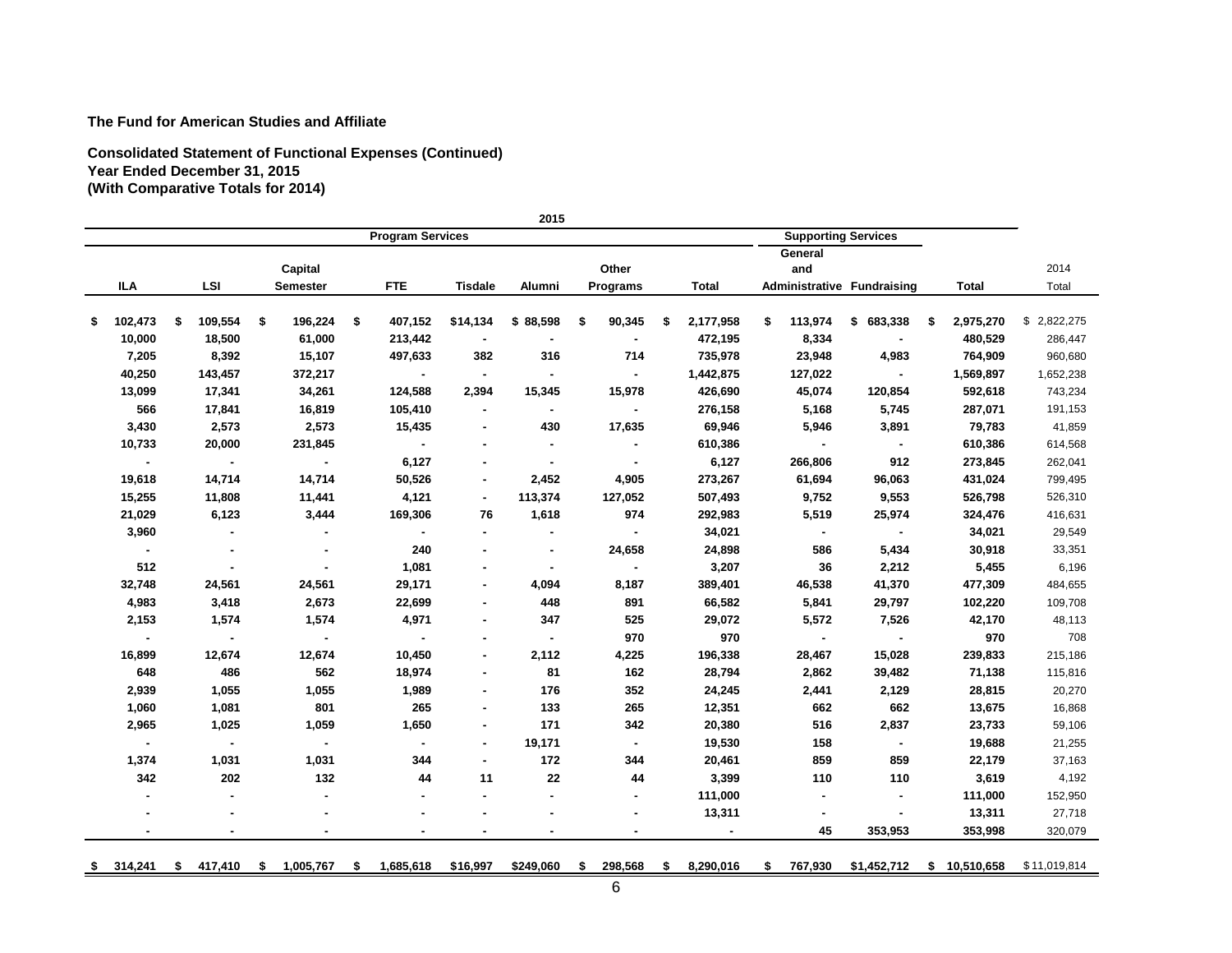**The Fund for American Studies and Affiliate**

**Consolidated Statement of Functional Expenses (Continued)**
**Year Ended December 31, 2015**
**(With Comparative Totals for 2014)**

| 2015 | | | | | | | | | | | | |
|---|---|---|---|---|---|---|---|---|---|---|---|---|
| Program Services | | | | | | | | Supporting Services | | | | |
| ILA | LSI | Capital Semester | FTE | Tisdale | Alumni | Other Programs | Total | General and Administrative | Fundraising | Total | 2014 Total |
| $ 102,473 | $ 109,554 | $ 196,224 | $ 407,152 | $14,134 | $ 88,598 | $ 90,345 | $ 2,177,958 | $ 113,974 | $ 683,338 | $ 2,975,270 | $ 2,822,275 |
| 10,000 | 18,500 | 61,000 | 213,442 | - | - | - | 472,195 | 8,334 | - | 480,529 | 286,447 |
| 7,205 | 8,392 | 15,107 | 497,633 | 382 | 316 | 714 | 735,978 | 23,948 | 4,983 | 764,909 | 960,680 |
| 40,250 | 143,457 | 372,217 | - | - | - | - | 1,442,875 | 127,022 | - | 1,569,897 | 1,652,238 |
| 13,099 | 17,341 | 34,261 | 124,588 | 2,394 | 15,345 | 15,978 | 426,690 | 45,074 | 120,854 | 592,618 | 743,234 |
| 566 | 17,841 | 16,819 | 105,410 | - | - | - | 276,158 | 5,168 | 5,745 | 287,071 | 191,153 |
| 3,430 | 2,573 | 2,573 | 15,435 | - | 430 | 17,635 | 69,946 | 5,946 | 3,891 | 79,783 | 41,859 |
| 10,733 | 20,000 | 231,845 | - | - | - | - | 610,386 | - | - | 610,386 | 614,568 |
| - | - | - | 6,127 | - | - | - | 6,127 | 266,806 | 912 | 273,845 | 262,041 |
| 19,618 | 14,714 | 14,714 | 50,526 | - | 2,452 | 4,905 | 273,267 | 61,694 | 96,063 | 431,024 | 799,495 |
| 15,255 | 11,808 | 11,441 | 4,121 | - | 113,374 | 127,052 | 507,493 | 9,752 | 9,553 | 526,798 | 526,310 |
| 21,029 | 6,123 | 3,444 | 169,306 | 76 | 1,618 | 974 | 292,983 | 5,519 | 25,974 | 324,476 | 416,631 |
| 3,960 | - | - | - | - | - | - | 34,021 | - | - | 34,021 | 29,549 |
| - | - | - | 240 | - | - | 24,658 | 24,898 | 586 | 5,434 | 30,918 | 33,351 |
| 512 | - | - | 1,081 | - | - | - | 3,207 | 36 | 2,212 | 5,455 | 6,196 |
| 32,748 | 24,561 | 24,561 | 29,171 | - | 4,094 | 8,187 | 389,401 | 46,538 | 41,370 | 477,309 | 484,655 |
| 4,983 | 3,418 | 2,673 | 22,699 | - | 448 | 891 | 66,582 | 5,841 | 29,797 | 102,220 | 109,708 |
| 2,153 | 1,574 | 1,574 | 4,971 | - | 347 | 525 | 29,072 | 5,572 | 7,526 | 42,170 | 48,113 |
| - | - | - | - | - | - | 970 | 970 | - | - | 970 | 708 |
| 16,899 | 12,674 | 12,674 | 10,450 | - | 2,112 | 4,225 | 196,338 | 28,467 | 15,028 | 239,833 | 215,186 |
| 648 | 486 | 562 | 18,974 | - | 81 | 162 | 28,794 | 2,862 | 39,482 | 71,138 | 115,816 |
| 2,939 | 1,055 | 1,055 | 1,989 | - | 176 | 352 | 24,245 | 2,441 | 2,129 | 28,815 | 20,270 |
| 1,060 | 1,081 | 801 | 265 | - | 133 | 265 | 12,351 | 662 | 662 | 13,675 | 16,868 |
| 2,965 | 1,025 | 1,059 | 1,650 | - | 171 | 342 | 20,380 | 516 | 2,837 | 23,733 | 59,106 |
| - | - | - | - | - | 19,171 | - | 19,530 | 158 | - | 19,688 | 21,255 |
| 1,374 | 1,031 | 1,031 | 344 | - | 172 | 344 | 20,461 | 859 | 859 | 22,179 | 37,163 |
| 342 | 202 | 132 | 44 | 11 | 22 | 44 | 3,399 | 110 | 110 | 3,619 | 4,192 |
| - | - | - | - | - | - | - | 111,000 | - | - | 111,000 | 152,950 |
| - | - | - | - | - | - | - | 13,311 | - | - | 13,311 | 27,718 |
| - | - | - | - | - | - | - | - | 45 | 353,953 | 353,998 | 320,079 |
| $ 314,241 | $ 417,410 | $ 1,005,767 | $ 1,685,618 | $16,997 | $249,060 | $ 298,568 | $ 8,290,016 | $ 767,930 | $1,452,712 | $ 10,510,658 | $11,019,814 |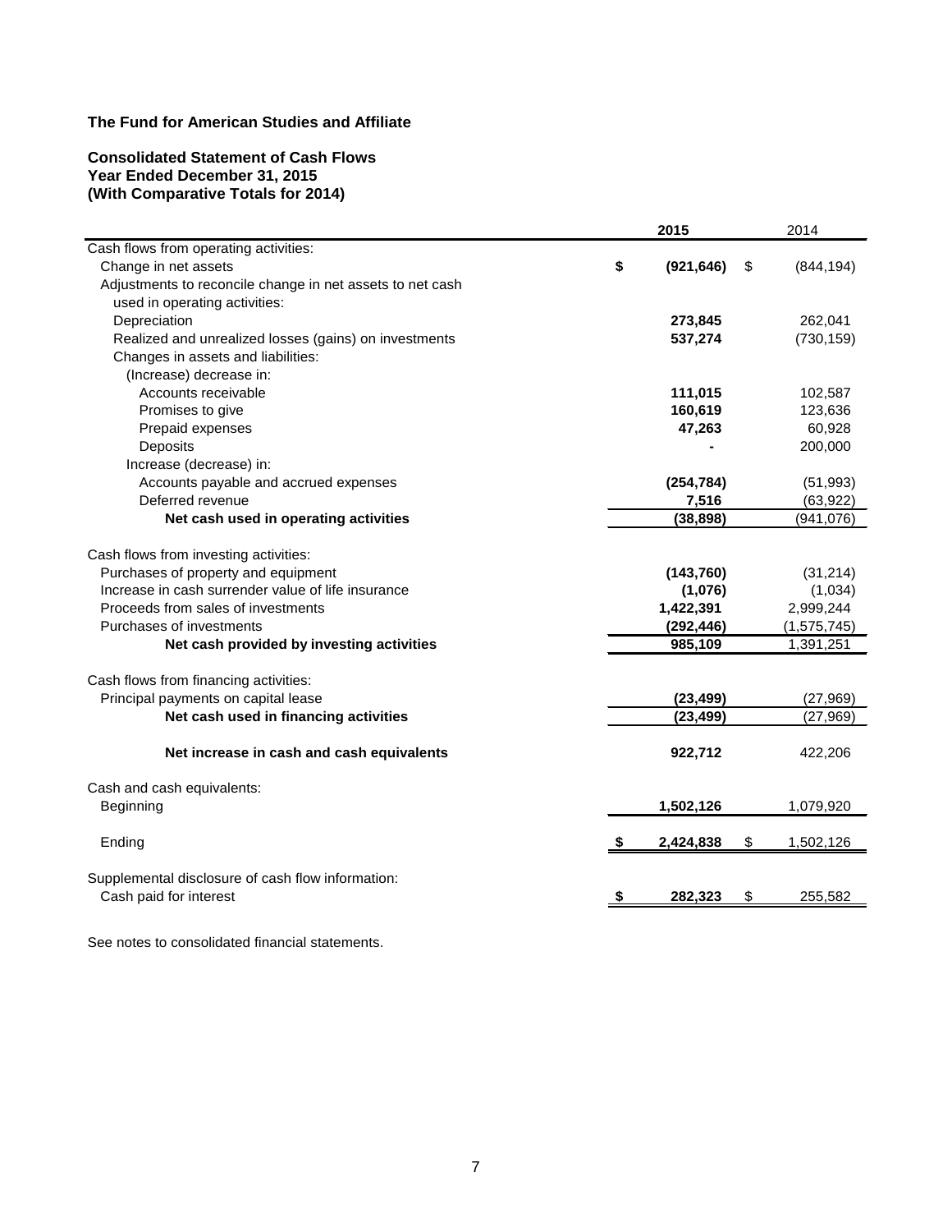**The Fund for American Studies and Affiliate**

**Consolidated Statement of Cash Flows**
**Year Ended December 31, 2015**
**(With Comparative Totals for 2014)**

| | **2015** | 2014 |
|---|---|---|
| Cash flows from operating activities: | | |
| Change in net assets | **$ (921,646)** | $ (844,194) |
| Adjustments to reconcile change in net assets to net cash used in operating activities: | | |
| Depreciation | **273,845** | 262,041 |
| Realized and unrealized losses (gains) on investments | **537,274** | (730,159) |
| Changes in assets and liabilities: | | |
| (Increase) decrease in: | | |
| Accounts receivable | **111,015** | 102,587 |
| Promises to give | **160,619** | 123,636 |
| Prepaid expenses | **47,263** | 60,928 |
| Deposits | **-** | 200,000 |
| Increase (decrease) in: | | |
| Accounts payable and accrued expenses | **(254,784)** | (51,993) |
| Deferred revenue | **7,516** | (63,922) |
| **Net cash used in operating activities** | **(38,898)** | (941,076) |
| | | |
| Cash flows from investing activities: | | |
| Purchases of property and equipment | **(143,760)** | (31,214) |
| Increase in cash surrender value of life insurance | **(1,076)** | (1,034) |
| Proceeds from sales of investments | **1,422,391** | 2,999,244 |
| Purchases of investments | **(292,446)** | (1,575,745) |
| **Net cash provided by investing activities** | **985,109** | 1,391,251 |
| | | |
| Cash flows from financing activities: | | |
| Principal payments on capital lease | **(23,499)** | (27,969) |
| **Net cash used in financing activities** | **(23,499)** | (27,969) |
| | | |
| **Net increase in cash and cash equivalents** | **922,712** | 422,206 |
| | | |
| Cash and cash equivalents: | | |
| Beginning | **1,502,126** | 1,079,920 |
| | | |
| Ending | **$ 2,424,838** | $ 1,502,126 |
| | | |
| Supplemental disclosure of cash flow information: | | |
| Cash paid for interest | **$ 282,323** | $ 255,582 |

See notes to consolidated financial statements.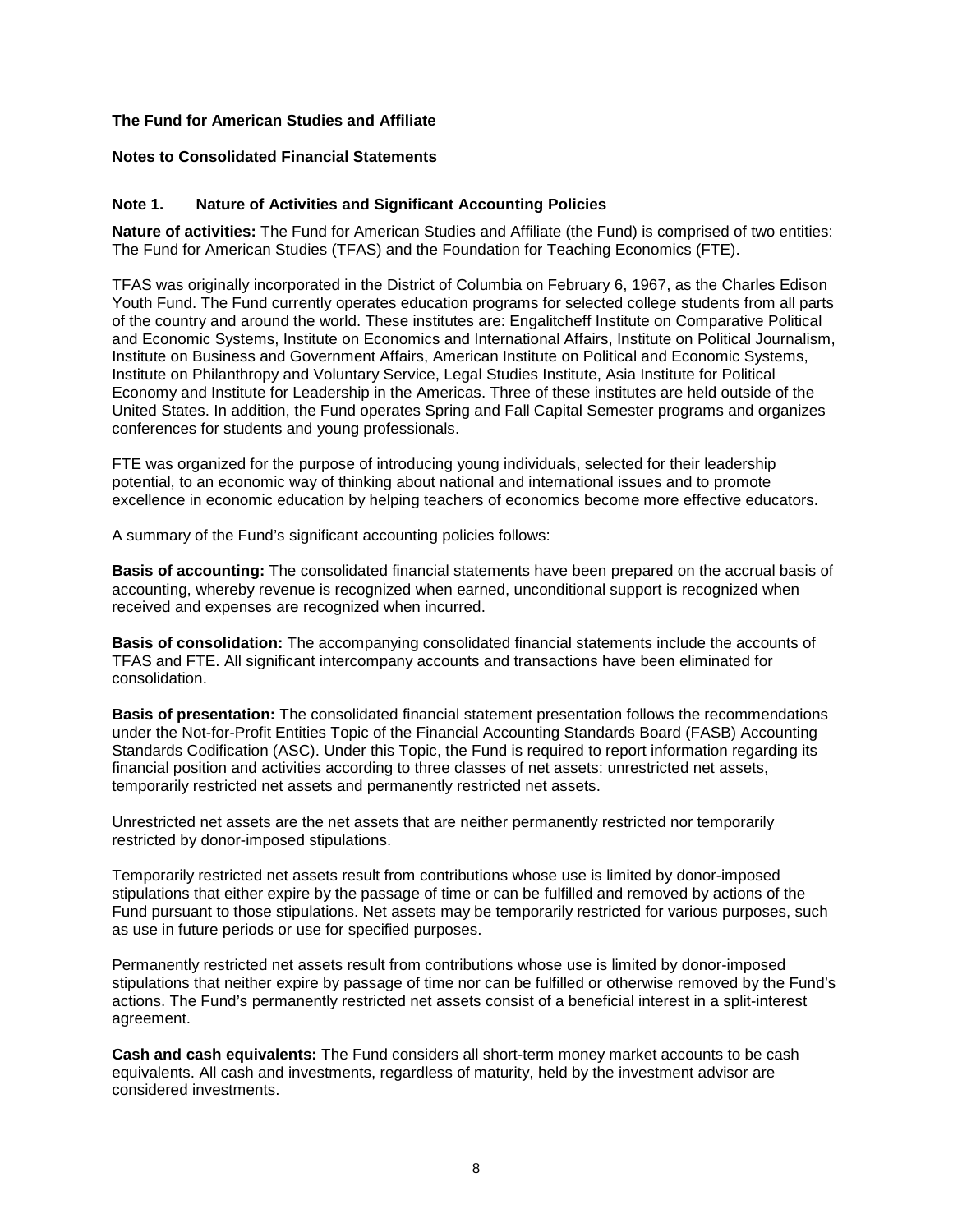**The Fund for American Studies and Affiliate**

**Notes to Consolidated Financial Statements**

## Note 1. Nature of Activities and Significant Accounting Policies

**Nature of activities:** The Fund for American Studies and Affiliate (the Fund) is comprised of two entities: The Fund for American Studies (TFAS) and the Foundation for Teaching Economics (FTE).

TFAS was originally incorporated in the District of Columbia on February 6, 1967, as the Charles Edison Youth Fund. The Fund currently operates education programs for selected college students from all parts of the country and around the world. These institutes are: Engalitcheff Institute on Comparative Political and Economic Systems, Institute on Economics and International Affairs, Institute on Political Journalism, Institute on Business and Government Affairs, American Institute on Political and Economic Systems, Institute on Philanthropy and Voluntary Service, Legal Studies Institute, Asia Institute for Political Economy and Institute for Leadership in the Americas. Three of these institutes are held outside of the United States. In addition, the Fund operates Spring and Fall Capital Semester programs and organizes conferences for students and young professionals.

FTE was organized for the purpose of introducing young individuals, selected for their leadership potential, to an economic way of thinking about national and international issues and to promote excellence in economic education by helping teachers of economics become more effective educators.

A summary of the Fund's significant accounting policies follows:

**Basis of accounting:** The consolidated financial statements have been prepared on the accrual basis of accounting, whereby revenue is recognized when earned, unconditional support is recognized when received and expenses are recognized when incurred.

**Basis of consolidation:** The accompanying consolidated financial statements include the accounts of TFAS and FTE. All significant intercompany accounts and transactions have been eliminated for consolidation.

**Basis of presentation:** The consolidated financial statement presentation follows the recommendations under the Not-for-Profit Entities Topic of the Financial Accounting Standards Board (FASB) Accounting Standards Codification (ASC). Under this Topic, the Fund is required to report information regarding its financial position and activities according to three classes of net assets: unrestricted net assets, temporarily restricted net assets and permanently restricted net assets.

Unrestricted net assets are the net assets that are neither permanently restricted nor temporarily restricted by donor-imposed stipulations.

Temporarily restricted net assets result from contributions whose use is limited by donor-imposed stipulations that either expire by the passage of time or can be fulfilled and removed by actions of the Fund pursuant to those stipulations. Net assets may be temporarily restricted for various purposes, such as use in future periods or use for specified purposes.

Permanently restricted net assets result from contributions whose use is limited by donor-imposed stipulations that neither expire by passage of time nor can be fulfilled or otherwise removed by the Fund's actions. The Fund's permanently restricted net assets consist of a beneficial interest in a split-interest agreement.

**Cash and cash equivalents:** The Fund considers all short-term money market accounts to be cash equivalents. All cash and investments, regardless of maturity, held by the investment advisor are considered investments.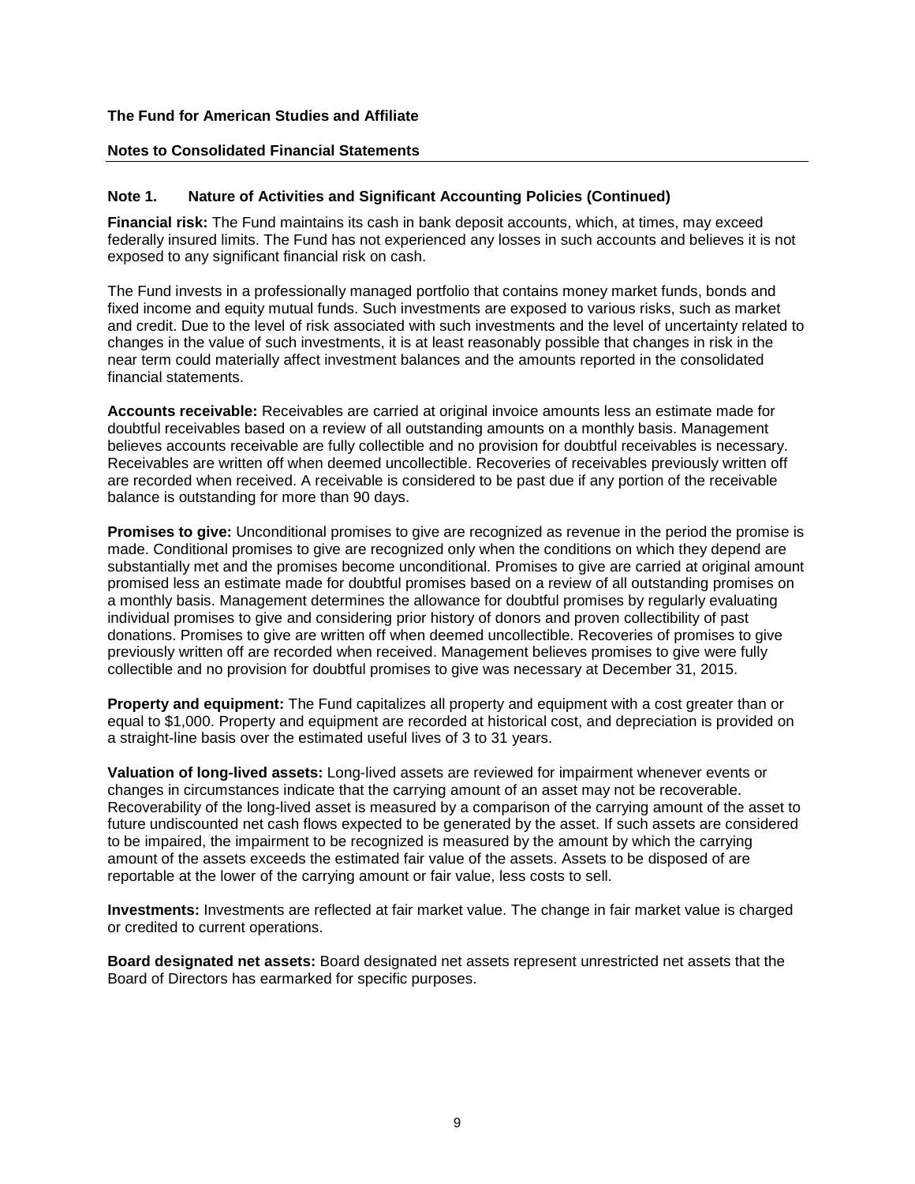**The Fund for American Studies and Affiliate**

**Notes to Consolidated Financial Statements**

## Note 1. Nature of Activities and Significant Accounting Policies (Continued)

**Financial risk:** The Fund maintains its cash in bank deposit accounts, which, at times, may exceed federally insured limits. The Fund has not experienced any losses in such accounts and believes it is not exposed to any significant financial risk on cash.

The Fund invests in a professionally managed portfolio that contains money market funds, bonds and fixed income and equity mutual funds. Such investments are exposed to various risks, such as market and credit. Due to the level of risk associated with such investments and the level of uncertainty related to changes in the value of such investments, it is at least reasonably possible that changes in risk in the near term could materially affect investment balances and the amounts reported in the consolidated financial statements.

**Accounts receivable:** Receivables are carried at original invoice amounts less an estimate made for doubtful receivables based on a review of all outstanding amounts on a monthly basis. Management believes accounts receivable are fully collectible and no provision for doubtful receivables is necessary. Receivables are written off when deemed uncollectible. Recoveries of receivables previously written off are recorded when received. A receivable is considered to be past due if any portion of the receivable balance is outstanding for more than 90 days.

**Promises to give:** Unconditional promises to give are recognized as revenue in the period the promise is made. Conditional promises to give are recognized only when the conditions on which they depend are substantially met and the promises become unconditional. Promises to give are carried at original amount promised less an estimate made for doubtful promises based on a review of all outstanding promises on a monthly basis. Management determines the allowance for doubtful promises by regularly evaluating individual promises to give and considering prior history of donors and proven collectibility of past donations. Promises to give are written off when deemed uncollectible. Recoveries of promises to give previously written off are recorded when received. Management believes promises to give were fully collectible and no provision for doubtful promises to give was necessary at December 31, 2015.

**Property and equipment:** The Fund capitalizes all property and equipment with a cost greater than or equal to $1,000. Property and equipment are recorded at historical cost, and depreciation is provided on a straight-line basis over the estimated useful lives of 3 to 31 years.

**Valuation of long-lived assets:** Long-lived assets are reviewed for impairment whenever events or changes in circumstances indicate that the carrying amount of an asset may not be recoverable. Recoverability of the long-lived asset is measured by a comparison of the carrying amount of the asset to future undiscounted net cash flows expected to be generated by the asset. If such assets are considered to be impaired, the impairment to be recognized is measured by the amount by which the carrying amount of the assets exceeds the estimated fair value of the assets. Assets to be disposed of are reportable at the lower of the carrying amount or fair value, less costs to sell.

**Investments:** Investments are reflected at fair market value. The change in fair market value is charged or credited to current operations.

**Board designated net assets:** Board designated net assets represent unrestricted net assets that the Board of Directors has earmarked for specific purposes.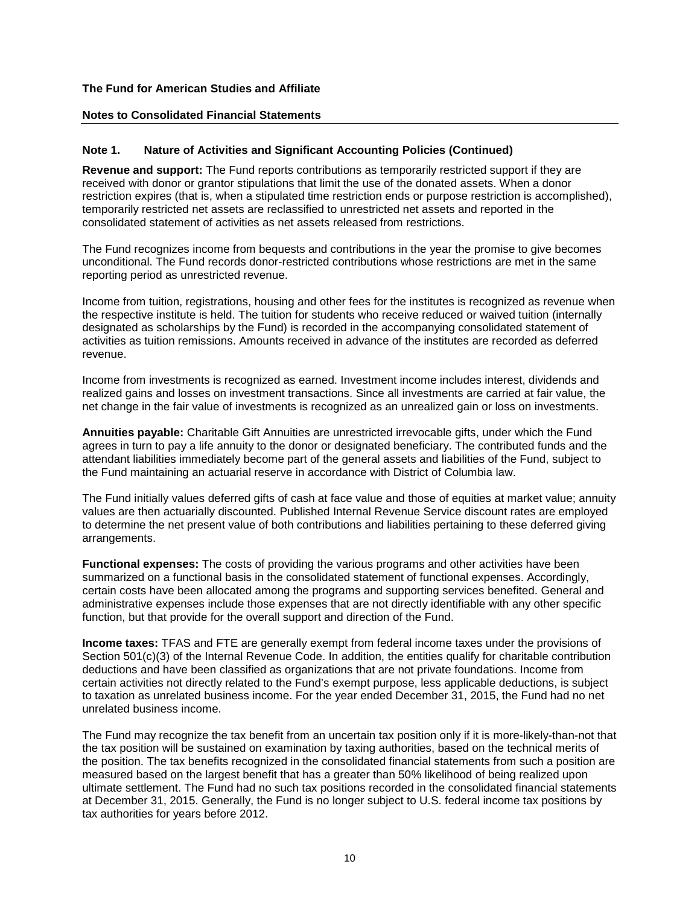**The Fund for American Studies and Affiliate**

**Notes to Consolidated Financial Statements**

## Note 1. Nature of Activities and Significant Accounting Policies (Continued)

**Revenue and support:** The Fund reports contributions as temporarily restricted support if they are received with donor or grantor stipulations that limit the use of the donated assets. When a donor restriction expires (that is, when a stipulated time restriction ends or purpose restriction is accomplished), temporarily restricted net assets are reclassified to unrestricted net assets and reported in the consolidated statement of activities as net assets released from restrictions.

The Fund recognizes income from bequests and contributions in the year the promise to give becomes unconditional. The Fund records donor-restricted contributions whose restrictions are met in the same reporting period as unrestricted revenue.

Income from tuition, registrations, housing and other fees for the institutes is recognized as revenue when the respective institute is held. The tuition for students who receive reduced or waived tuition (internally designated as scholarships by the Fund) is recorded in the accompanying consolidated statement of activities as tuition remissions. Amounts received in advance of the institutes are recorded as deferred revenue.

Income from investments is recognized as earned. Investment income includes interest, dividends and realized gains and losses on investment transactions. Since all investments are carried at fair value, the net change in the fair value of investments is recognized as an unrealized gain or loss on investments.

**Annuities payable:** Charitable Gift Annuities are unrestricted irrevocable gifts, under which the Fund agrees in turn to pay a life annuity to the donor or designated beneficiary. The contributed funds and the attendant liabilities immediately become part of the general assets and liabilities of the Fund, subject to the Fund maintaining an actuarial reserve in accordance with District of Columbia law.

The Fund initially values deferred gifts of cash at face value and those of equities at market value; annuity values are then actuarially discounted. Published Internal Revenue Service discount rates are employed to determine the net present value of both contributions and liabilities pertaining to these deferred giving arrangements.

**Functional expenses:** The costs of providing the various programs and other activities have been summarized on a functional basis in the consolidated statement of functional expenses. Accordingly, certain costs have been allocated among the programs and supporting services benefited. General and administrative expenses include those expenses that are not directly identifiable with any other specific function, but that provide for the overall support and direction of the Fund.

**Income taxes:** TFAS and FTE are generally exempt from federal income taxes under the provisions of Section 501(c)(3) of the Internal Revenue Code. In addition, the entities qualify for charitable contribution deductions and have been classified as organizations that are not private foundations. Income from certain activities not directly related to the Fund's exempt purpose, less applicable deductions, is subject to taxation as unrelated business income. For the year ended December 31, 2015, the Fund had no net unrelated business income.

The Fund may recognize the tax benefit from an uncertain tax position only if it is more-likely-than-not that the tax position will be sustained on examination by taxing authorities, based on the technical merits of the position. The tax benefits recognized in the consolidated financial statements from such a position are measured based on the largest benefit that has a greater than 50% likelihood of being realized upon ultimate settlement. The Fund had no such tax positions recorded in the consolidated financial statements at December 31, 2015. Generally, the Fund is no longer subject to U.S. federal income tax positions by tax authorities for years before 2012.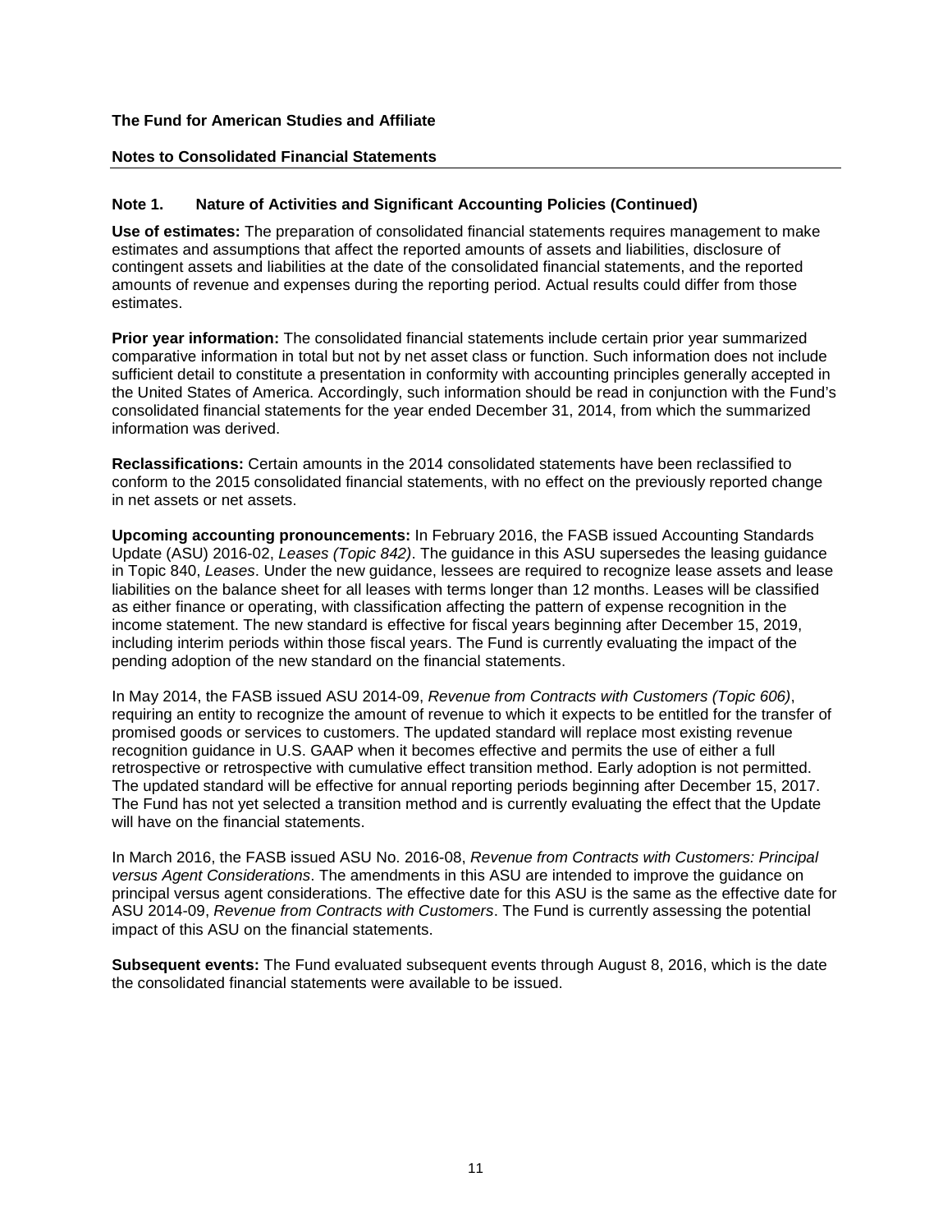**The Fund for American Studies and Affiliate**

**Notes to Consolidated Financial Statements**

## Note 1. Nature of Activities and Significant Accounting Policies (Continued)

**Use of estimates:** The preparation of consolidated financial statements requires management to make estimates and assumptions that affect the reported amounts of assets and liabilities, disclosure of contingent assets and liabilities at the date of the consolidated financial statements, and the reported amounts of revenue and expenses during the reporting period. Actual results could differ from those estimates.

**Prior year information:** The consolidated financial statements include certain prior year summarized comparative information in total but not by net asset class or function. Such information does not include sufficient detail to constitute a presentation in conformity with accounting principles generally accepted in the United States of America. Accordingly, such information should be read in conjunction with the Fund's consolidated financial statements for the year ended December 31, 2014, from which the summarized information was derived.

**Reclassifications:** Certain amounts in the 2014 consolidated statements have been reclassified to conform to the 2015 consolidated financial statements, with no effect on the previously reported change in net assets or net assets.

**Upcoming accounting pronouncements:** In February 2016, the FASB issued Accounting Standards Update (ASU) 2016-02, *Leases (Topic 842)*. The guidance in this ASU supersedes the leasing guidance in Topic 840, *Leases*. Under the new guidance, lessees are required to recognize lease assets and lease liabilities on the balance sheet for all leases with terms longer than 12 months. Leases will be classified as either finance or operating, with classification affecting the pattern of expense recognition in the income statement. The new standard is effective for fiscal years beginning after December 15, 2019, including interim periods within those fiscal years. The Fund is currently evaluating the impact of the pending adoption of the new standard on the financial statements.

In May 2014, the FASB issued ASU 2014-09, *Revenue from Contracts with Customers (Topic 606)*, requiring an entity to recognize the amount of revenue to which it expects to be entitled for the transfer of promised goods or services to customers. The updated standard will replace most existing revenue recognition guidance in U.S. GAAP when it becomes effective and permits the use of either a full retrospective or retrospective with cumulative effect transition method. Early adoption is not permitted. The updated standard will be effective for annual reporting periods beginning after December 15, 2017. The Fund has not yet selected a transition method and is currently evaluating the effect that the Update will have on the financial statements.

In March 2016, the FASB issued ASU No. 2016-08, *Revenue from Contracts with Customers: Principal versus Agent Considerations*. The amendments in this ASU are intended to improve the guidance on principal versus agent considerations. The effective date for this ASU is the same as the effective date for ASU 2014-09, *Revenue from Contracts with Customers*. The Fund is currently assessing the potential impact of this ASU on the financial statements.

**Subsequent events:** The Fund evaluated subsequent events through August 8, 2016, which is the date the consolidated financial statements were available to be issued.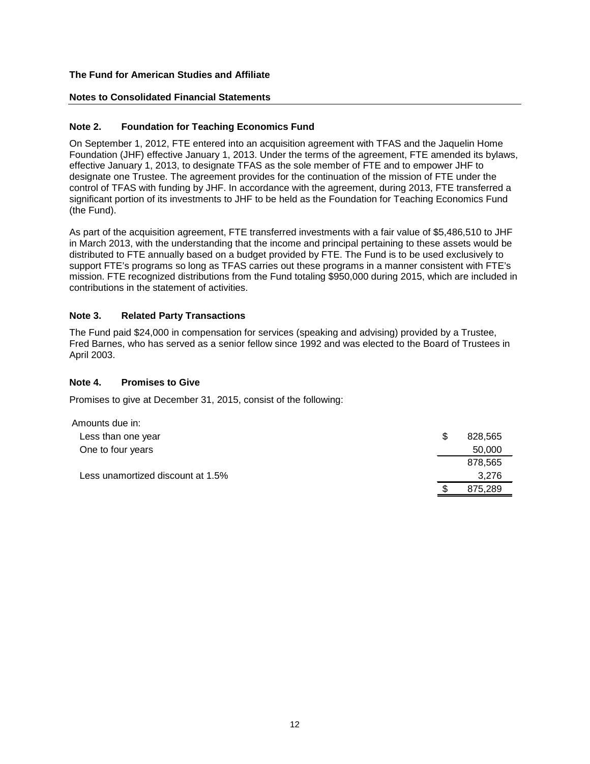**The Fund for American Studies and Affiliate**

**Notes to Consolidated Financial Statements**

## Note 2. Foundation for Teaching Economics Fund

On September 1, 2012, FTE entered into an acquisition agreement with TFAS and the Jaquelin Home Foundation (JHF) effective January 1, 2013. Under the terms of the agreement, FTE amended its bylaws, effective January 1, 2013, to designate TFAS as the sole member of FTE and to empower JHF to designate one Trustee. The agreement provides for the continuation of the mission of FTE under the control of TFAS with funding by JHF. In accordance with the agreement, during 2013, FTE transferred a significant portion of its investments to JHF to be held as the Foundation for Teaching Economics Fund (the Fund).

As part of the acquisition agreement, FTE transferred investments with a fair value of $5,486,510 to JHF in March 2013, with the understanding that the income and principal pertaining to these assets would be distributed to FTE annually based on a budget provided by FTE. The Fund is to be used exclusively to support FTE's programs so long as TFAS carries out these programs in a manner consistent with FTE's mission. FTE recognized distributions from the Fund totaling $950,000 during 2015, which are included in contributions in the statement of activities.

## Note 3. Related Party Transactions

The Fund paid $24,000 in compensation for services (speaking and advising) provided by a Trustee, Fred Barnes, who has served as a senior fellow since 1992 and was elected to the Board of Trustees in April 2003.

## Note 4. Promises to Give

Promises to give at December 31, 2015, consist of the following:

| | |
|---|---|
| Amounts due in: | |
| Less than one year | $ 828,565 |
| One to four years | 50,000 |
| | 878,565 |
| Less unamortized discount at 1.5% | 3,276 |
| | $ 875,289 |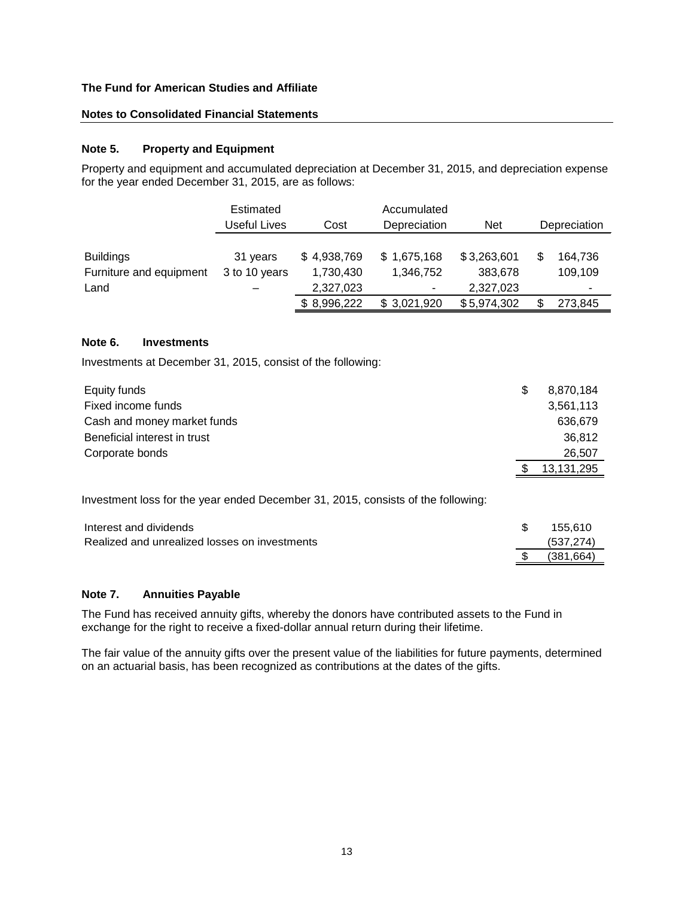**The Fund for American Studies and Affiliate**

**Notes to Consolidated Financial Statements**

## Note 5. Property and Equipment

Property and equipment and accumulated depreciation at December 31, 2015, and depreciation expense for the year ended December 31, 2015, are as follows:

| | Estimated Useful Lives | Cost | Accumulated Depreciation | Net | Depreciation |
|---|---|---|---|---|---|
| Buildings | 31 years | $ 4,938,769 | $ 1,675,168 | $ 3,263,601 | $ 164,736 |
| Furniture and equipment | 3 to 10 years | 1,730,430 | 1,346,752 | 383,678 | 109,109 |
| Land | – | 2,327,023 | - | 2,327,023 | - |
| | | $ 8,996,222 | $ 3,021,920 | $ 5,974,302 | $ 273,845 |

## Note 6. Investments

Investments at December 31, 2015, consist of the following:

| | |
|---|---|
| Equity funds | $ 8,870,184 |
| Fixed income funds | 3,561,113 |
| Cash and money market funds | 636,679 |
| Beneficial interest in trust | 36,812 |
| Corporate bonds | 26,507 |
| | $ 13,131,295 |

Investment loss for the year ended December 31, 2015, consists of the following:

| | |
|---|---|
| Interest and dividends | $ 155,610 |
| Realized and unrealized losses on investments | (537,274) |
| | $ (381,664) |

## Note 7. Annuities Payable

The Fund has received annuity gifts, whereby the donors have contributed assets to the Fund in exchange for the right to receive a fixed-dollar annual return during their lifetime.

The fair value of the annuity gifts over the present value of the liabilities for future payments, determined on an actuarial basis, has been recognized as contributions at the dates of the gifts.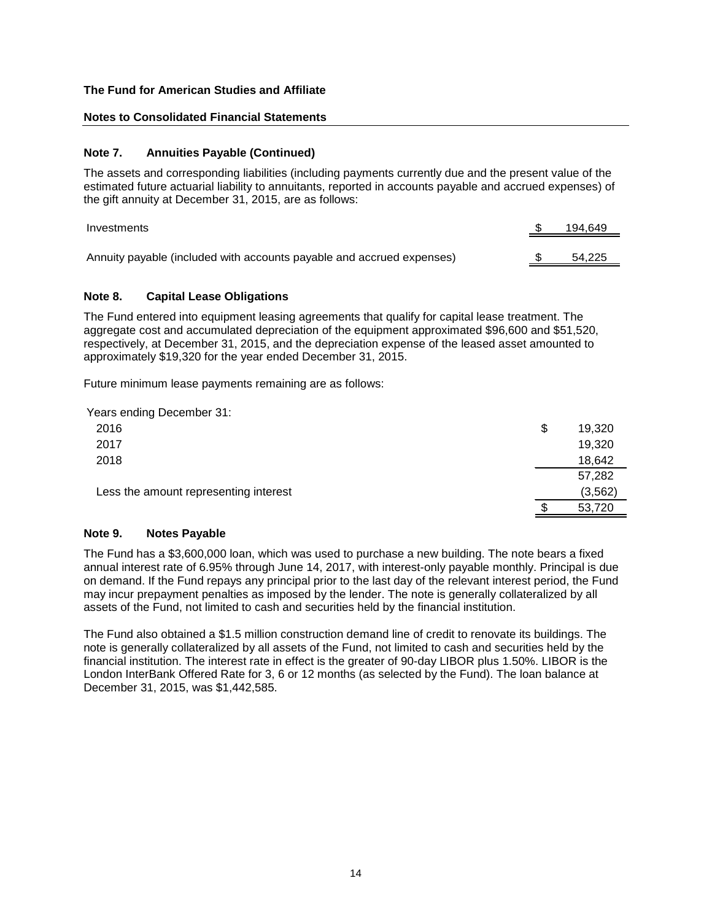**The Fund for American Studies and Affiliate**

**Notes to Consolidated Financial Statements**

### Note 7. Annuities Payable (Continued)

The assets and corresponding liabilities (including payments currently due and the present value of the estimated future actuarial liability to annuitants, reported in accounts payable and accrued expenses) of the gift annuity at December 31, 2015, are as follows:

| | |
|---|---|
| Investments | $ 194,649 |
| Annuity payable (included with accounts payable and accrued expenses) | $ 54,225 |

### Note 8. Capital Lease Obligations

The Fund entered into equipment leasing agreements that qualify for capital lease treatment. The aggregate cost and accumulated depreciation of the equipment approximated $96,600 and $51,520, respectively, at December 31, 2015, and the depreciation expense of the leased asset amounted to approximately $19,320 for the year ended December 31, 2015.

Future minimum lease payments remaining are as follows:

| Years ending December 31: | |
|---|---|
| 2016 | $ 19,320 |
| 2017 | 19,320 |
| 2018 | 18,642 |
| | 57,282 |
| Less the amount representing interest | (3,562) |
| | $ 53,720 |

### Note 9. Notes Payable

The Fund has a $3,600,000 loan, which was used to purchase a new building. The note bears a fixed annual interest rate of 6.95% through June 14, 2017, with interest-only payable monthly. Principal is due on demand. If the Fund repays any principal prior to the last day of the relevant interest period, the Fund may incur prepayment penalties as imposed by the lender. The note is generally collateralized by all assets of the Fund, not limited to cash and securities held by the financial institution.

The Fund also obtained a $1.5 million construction demand line of credit to renovate its buildings. The note is generally collateralized by all assets of the Fund, not limited to cash and securities held by the financial institution. The interest rate in effect is the greater of 90-day LIBOR plus 1.50%. LIBOR is the London InterBank Offered Rate for 3, 6 or 12 months (as selected by the Fund). The loan balance at December 31, 2015, was $1,442,585.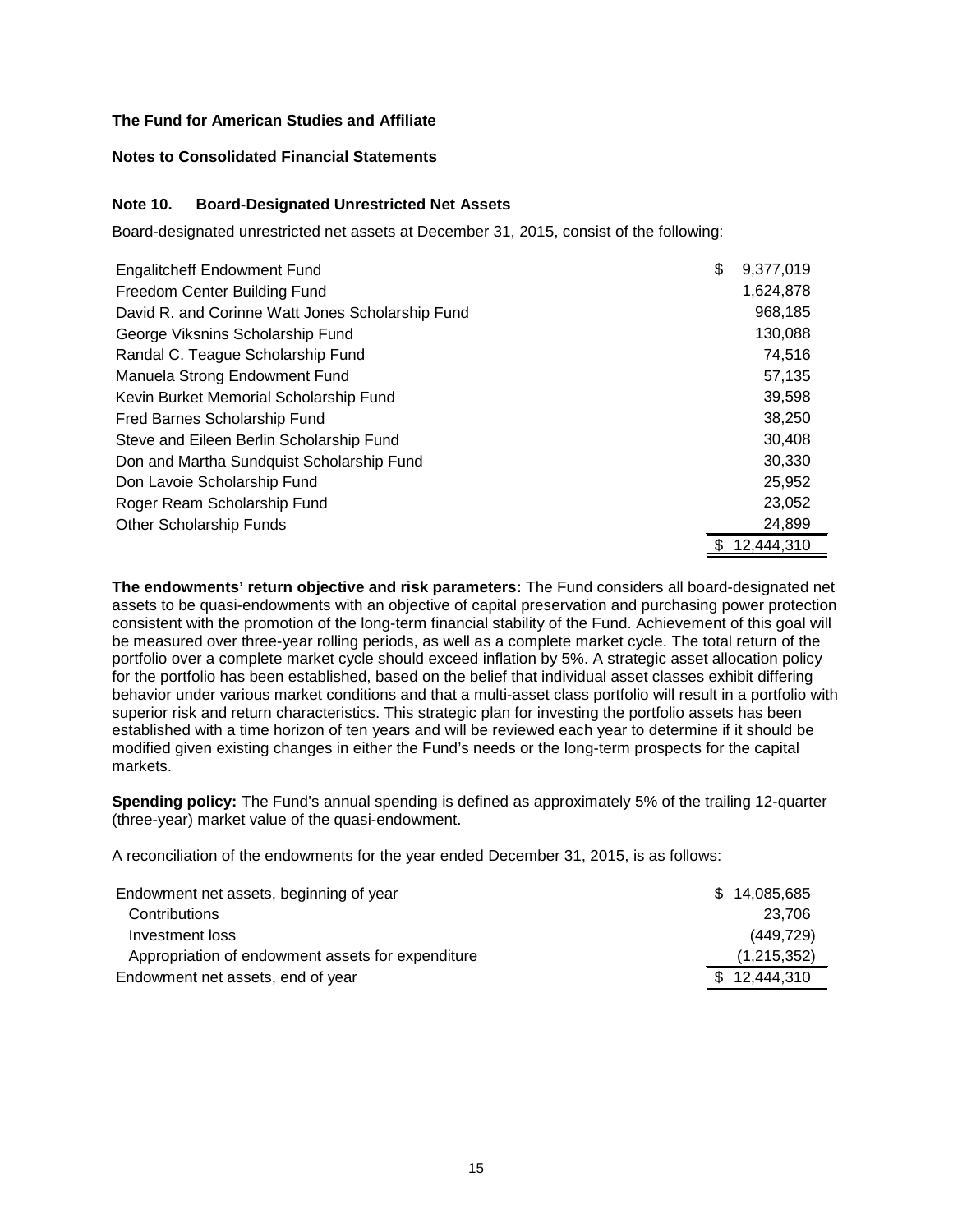**The Fund for American Studies and Affiliate**

**Notes to Consolidated Financial Statements**

### Note 10. Board-Designated Unrestricted Net Assets

Board-designated unrestricted net assets at December 31, 2015, consist of the following:

| | |
|---|---|
| Engalitcheff Endowment Fund | $ 9,377,019 |
| Freedom Center Building Fund | 1,624,878 |
| David R. and Corinne Watt Jones Scholarship Fund | 968,185 |
| George Viksnins Scholarship Fund | 130,088 |
| Randal C. Teague Scholarship Fund | 74,516 |
| Manuela Strong Endowment Fund | 57,135 |
| Kevin Burket Memorial Scholarship Fund | 39,598 |
| Fred Barnes Scholarship Fund | 38,250 |
| Steve and Eileen Berlin Scholarship Fund | 30,408 |
| Don and Martha Sundquist Scholarship Fund | 30,330 |
| Don Lavoie Scholarship Fund | 25,952 |
| Roger Ream Scholarship Fund | 23,052 |
| Other Scholarship Funds | 24,899 |
| | $ 12,444,310 |

**The endowments' return objective and risk parameters:** The Fund considers all board-designated net assets to be quasi-endowments with an objective of capital preservation and purchasing power protection consistent with the promotion of the long-term financial stability of the Fund. Achievement of this goal will be measured over three-year rolling periods, as well as a complete market cycle. The total return of the portfolio over a complete market cycle should exceed inflation by 5%. A strategic asset allocation policy for the portfolio has been established, based on the belief that individual asset classes exhibit differing behavior under various market conditions and that a multi-asset class portfolio will result in a portfolio with superior risk and return characteristics. This strategic plan for investing the portfolio assets has been established with a time horizon of ten years and will be reviewed each year to determine if it should be modified given existing changes in either the Fund's needs or the long-term prospects for the capital markets.

**Spending policy:** The Fund's annual spending is defined as approximately 5% of the trailing 12-quarter (three-year) market value of the quasi-endowment.

A reconciliation of the endowments for the year ended December 31, 2015, is as follows:

| | |
|---|---|
| Endowment net assets, beginning of year | $ 14,085,685 |
| Contributions | 23,706 |
| Investment loss | (449,729) |
| Appropriation of endowment assets for expenditure | (1,215,352) |
| Endowment net assets, end of year | $ 12,444,310 |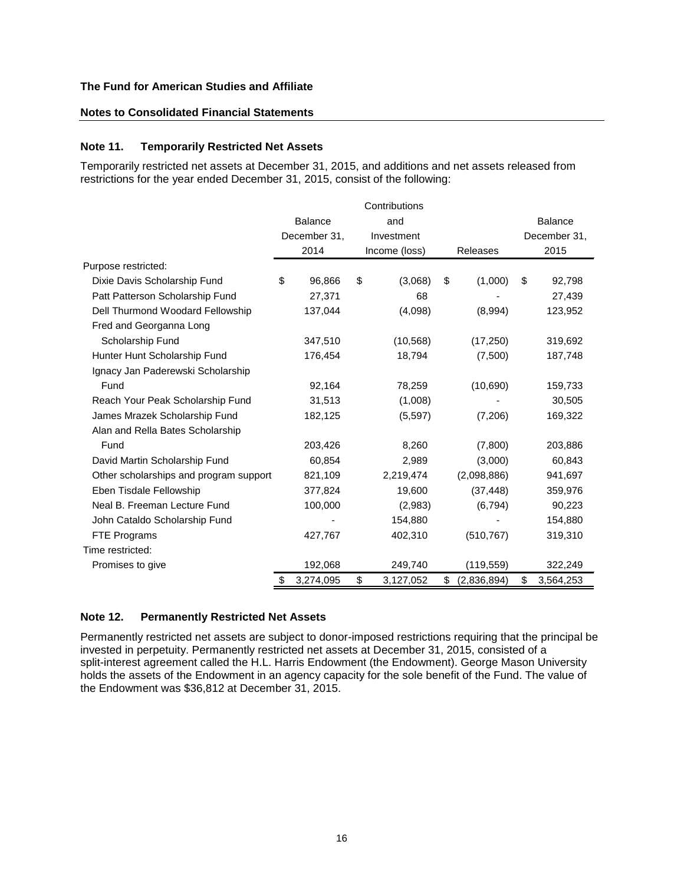**The Fund for American Studies and Affiliate**

**Notes to Consolidated Financial Statements**

### Note 11. Temporarily Restricted Net Assets

Temporarily restricted net assets at December 31, 2015, and additions and net assets released from restrictions for the year ended December 31, 2015, consist of the following:

| | Balance December 31, 2014 | Contributions and Investment Income (loss) | Releases | Balance December 31, 2015 |
|---|---|---|---|---|
| Purpose restricted: | | | | |
| Dixie Davis Scholarship Fund | $ 96,866 | $ (3,068) | $ (1,000) | $ 92,798 |
| Patt Patterson Scholarship Fund | 27,371 | 68 | - | 27,439 |
| Dell Thurmond Woodard Fellowship | 137,044 | (4,098) | (8,994) | 123,952 |
| Fred and Georganna Long Scholarship Fund | 347,510 | (10,568) | (17,250) | 319,692 |
| Hunter Hunt Scholarship Fund | 176,454 | 18,794 | (7,500) | 187,748 |
| Ignacy Jan Paderewski Scholarship Fund | 92,164 | 78,259 | (10,690) | 159,733 |
| Reach Your Peak Scholarship Fund | 31,513 | (1,008) | - | 30,505 |
| James Mrazek Scholarship Fund | 182,125 | (5,597) | (7,206) | 169,322 |
| Alan and Rella Bates Scholarship Fund | 203,426 | 8,260 | (7,800) | 203,886 |
| David Martin Scholarship Fund | 60,854 | 2,989 | (3,000) | 60,843 |
| Other scholarships and program support | 821,109 | 2,219,474 | (2,098,886) | 941,697 |
| Eben Tisdale Fellowship | 377,824 | 19,600 | (37,448) | 359,976 |
| Neal B. Freeman Lecture Fund | 100,000 | (2,983) | (6,794) | 90,223 |
| John Cataldo Scholarship Fund | - | 154,880 | - | 154,880 |
| FTE Programs | 427,767 | 402,310 | (510,767) | 319,310 |
| Time restricted: | | | | |
| Promises to give | 192,068 | 249,740 | (119,559) | 322,249 |
| | $ 3,274,095 | $ 3,127,052 | $ (2,836,894) | $ 3,564,253 |

### Note 12. Permanently Restricted Net Assets

Permanently restricted net assets are subject to donor-imposed restrictions requiring that the principal be invested in perpetuity. Permanently restricted net assets at December 31, 2015, consisted of a split-interest agreement called the H.L. Harris Endowment (the Endowment). George Mason University holds the assets of the Endowment in an agency capacity for the sole benefit of the Fund. The value of the Endowment was $36,812 at December 31, 2015.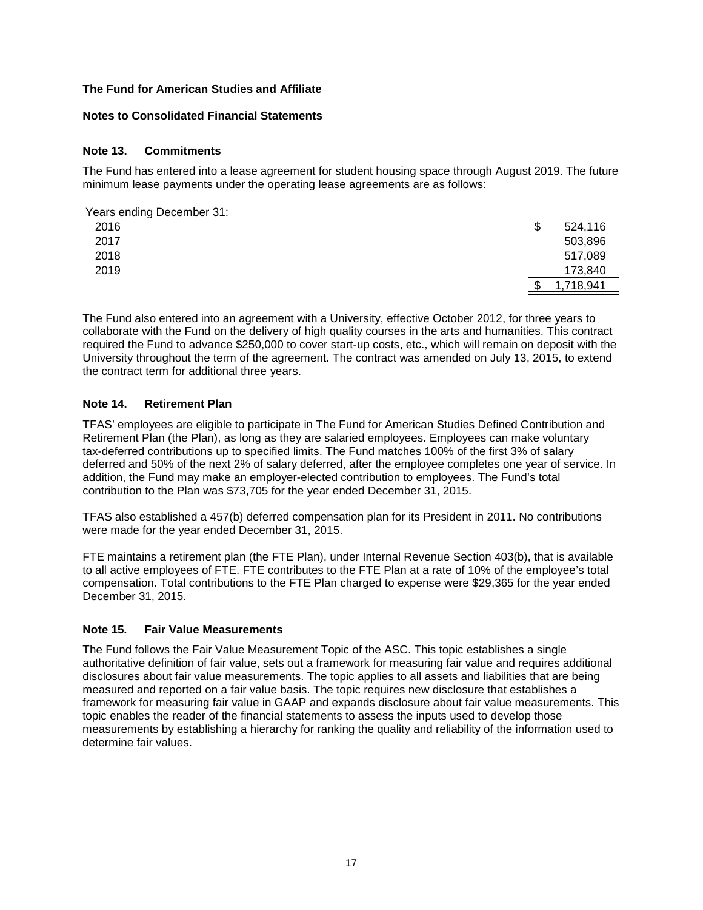**The Fund for American Studies and Affiliate**

**Notes to Consolidated Financial Statements**

### Note 13. Commitments

The Fund has entered into a lease agreement for student housing space through August 2019. The future minimum lease payments under the operating lease agreements are as follows:

| Years ending December 31: | |
|---|---|
| 2016 | $ 524,116 |
| 2017 | 503,896 |
| 2018 | 517,089 |
| 2019 | 173,840 |
| | $ 1,718,941 |

The Fund also entered into an agreement with a University, effective October 2012, for three years to collaborate with the Fund on the delivery of high quality courses in the arts and humanities. This contract required the Fund to advance $250,000 to cover start-up costs, etc., which will remain on deposit with the University throughout the term of the agreement. The contract was amended on July 13, 2015, to extend the contract term for additional three years.

### Note 14. Retirement Plan

TFAS' employees are eligible to participate in The Fund for American Studies Defined Contribution and Retirement Plan (the Plan), as long as they are salaried employees. Employees can make voluntary tax-deferred contributions up to specified limits. The Fund matches 100% of the first 3% of salary deferred and 50% of the next 2% of salary deferred, after the employee completes one year of service. In addition, the Fund may make an employer-elected contribution to employees. The Fund's total contribution to the Plan was $73,705 for the year ended December 31, 2015.

TFAS also established a 457(b) deferred compensation plan for its President in 2011. No contributions were made for the year ended December 31, 2015.

FTE maintains a retirement plan (the FTE Plan), under Internal Revenue Section 403(b), that is available to all active employees of FTE. FTE contributes to the FTE Plan at a rate of 10% of the employee's total compensation. Total contributions to the FTE Plan charged to expense were $29,365 for the year ended December 31, 2015.

### Note 15. Fair Value Measurements

The Fund follows the Fair Value Measurement Topic of the ASC. This topic establishes a single authoritative definition of fair value, sets out a framework for measuring fair value and requires additional disclosures about fair value measurements. The topic applies to all assets and liabilities that are being measured and reported on a fair value basis. The topic requires new disclosure that establishes a framework for measuring fair value in GAAP and expands disclosure about fair value measurements. This topic enables the reader of the financial statements to assess the inputs used to develop those measurements by establishing a hierarchy for ranking the quality and reliability of the information used to determine fair values.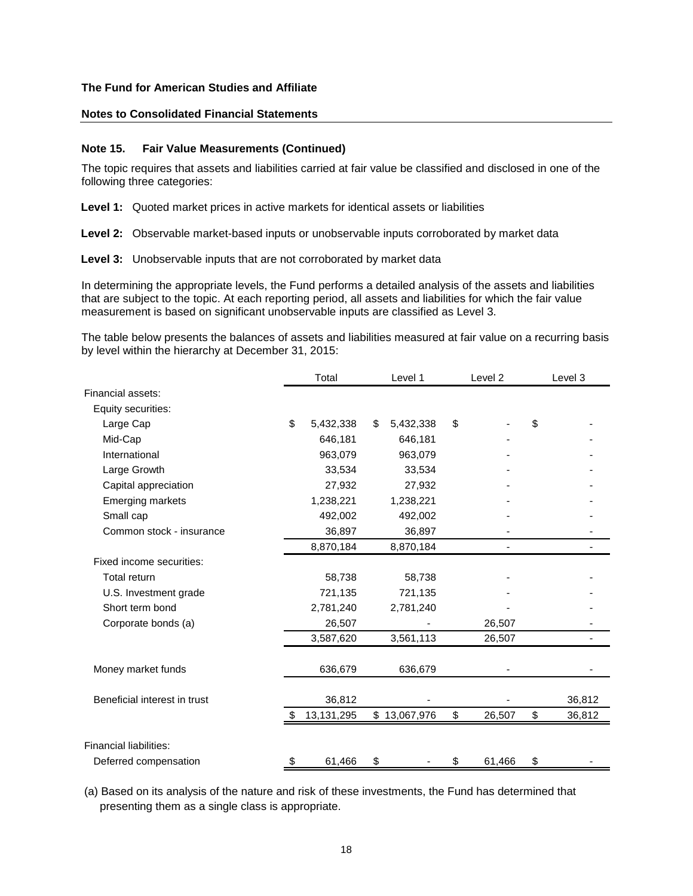**The Fund for American Studies and Affiliate**

**Notes to Consolidated Financial Statements**

### Note 15. Fair Value Measurements (Continued)

The topic requires that assets and liabilities carried at fair value be classified and disclosed in one of the following three categories:

**Level 1:** Quoted market prices in active markets for identical assets or liabilities

**Level 2:** Observable market-based inputs or unobservable inputs corroborated by market data

**Level 3:** Unobservable inputs that are not corroborated by market data

In determining the appropriate levels, the Fund performs a detailed analysis of the assets and liabilities that are subject to the topic. At each reporting period, all assets and liabilities for which the fair value measurement is based on significant unobservable inputs are classified as Level 3.

The table below presents the balances of assets and liabilities measured at fair value on a recurring basis by level within the hierarchy at December 31, 2015:

| | Total | Level 1 | Level 2 | Level 3 |
|---|---|---|---|---|
| Financial assets: | | | | |
| Equity securities: | | | | |
| Large Cap | $ 5,432,338 | $ 5,432,338 | $ - | $ - |
| Mid-Cap | 646,181 | 646,181 | - | - |
| International | 963,079 | 963,079 | - | - |
| Large Growth | 33,534 | 33,534 | - | - |
| Capital appreciation | 27,932 | 27,932 | - | - |
| Emerging markets | 1,238,221 | 1,238,221 | - | - |
| Small cap | 492,002 | 492,002 | - | - |
| Common stock - insurance | 36,897 | 36,897 | - | - |
| | 8,870,184 | 8,870,184 | - | - |
| Fixed income securities: | | | | |
| Total return | 58,738 | 58,738 | - | - |
| U.S. Investment grade | 721,135 | 721,135 | - | - |
| Short term bond | 2,781,240 | 2,781,240 | - | - |
| Corporate bonds (a) | 26,507 | - | 26,507 | - |
| | 3,587,620 | 3,561,113 | 26,507 | - |
| Money market funds | 636,679 | 636,679 | - | - |
| Beneficial interest in trust | 36,812 | - | - | 36,812 |
| | $ 13,131,295 | $ 13,067,976 | $ 26,507 | $ 36,812 |
| Financial liabilities: | | | | |
| Deferred compensation | $ 61,466 | $ - | $ 61,466 | $ - |

(a) Based on its analysis of the nature and risk of these investments, the Fund has determined that presenting them as a single class is appropriate.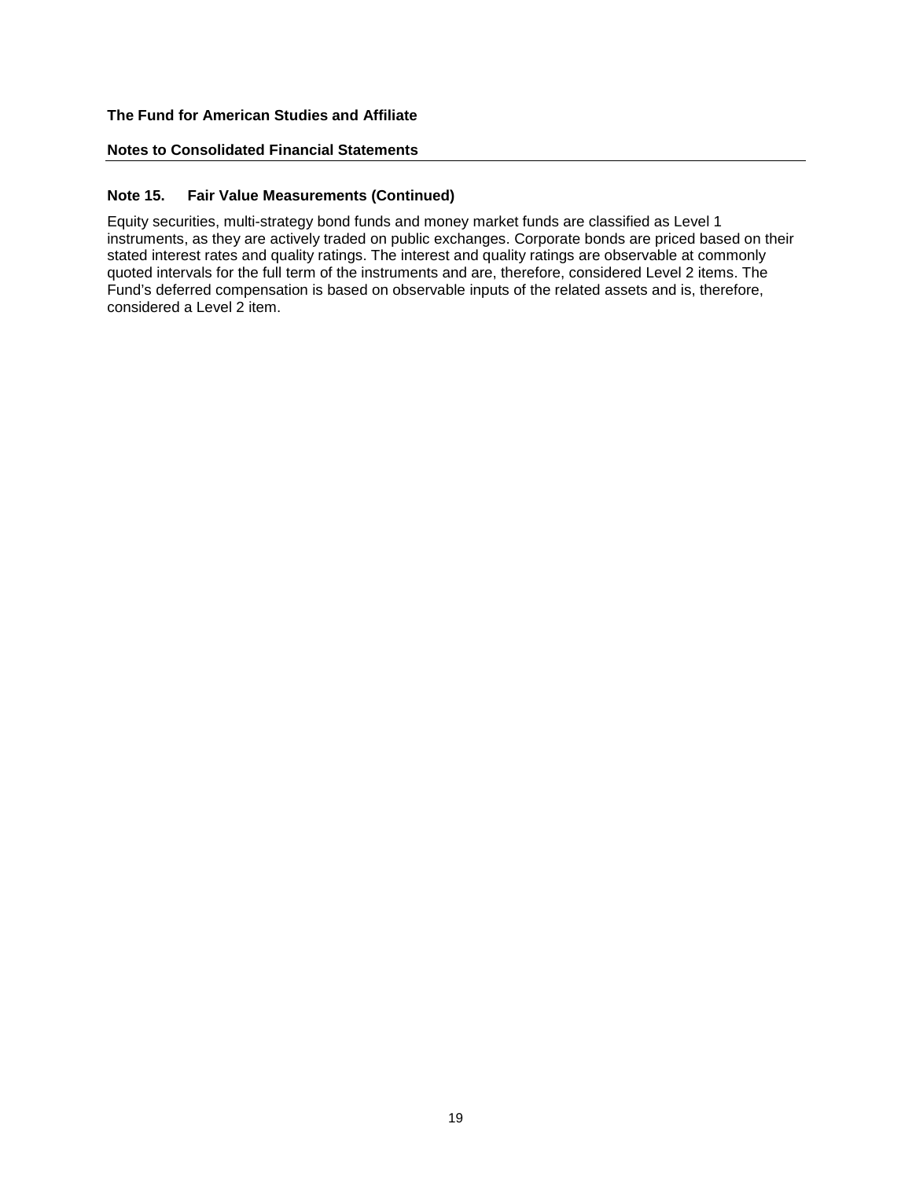**The Fund for American Studies and Affiliate**

**Notes to Consolidated Financial Statements**

### Note 15. Fair Value Measurements (Continued)

Equity securities, multi-strategy bond funds and money market funds are classified as Level 1 instruments, as they are actively traded on public exchanges. Corporate bonds are priced based on their stated interest rates and quality ratings. The interest and quality ratings are observable at commonly quoted intervals for the full term of the instruments and are, therefore, considered Level 2 items. The Fund's deferred compensation is based on observable inputs of the related assets and is, therefore, considered a Level 2 item.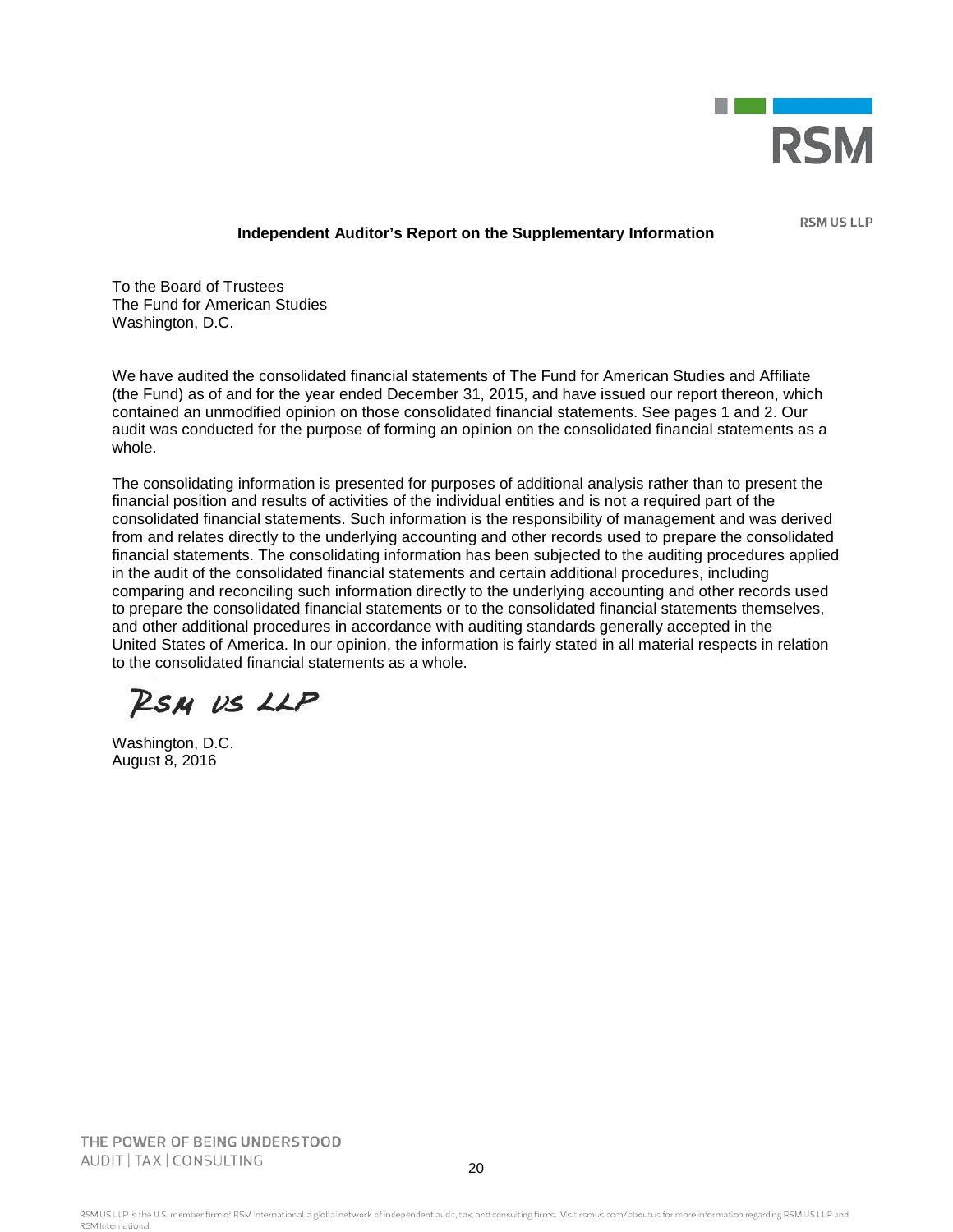RSM US LLP

## Independent Auditor's Report on the Supplementary Information

To the Board of Trustees
The Fund for American Studies
Washington, D.C.

We have audited the consolidated financial statements of The Fund for American Studies and Affiliate (the Fund) as of and for the year ended December 31, 2015, and have issued our report thereon, which contained an unmodified opinion on those consolidated financial statements. See pages 1 and 2. Our audit was conducted for the purpose of forming an opinion on the consolidated financial statements as a whole.

The consolidating information is presented for purposes of additional analysis rather than to present the financial position and results of activities of the individual entities and is not a required part of the consolidated financial statements. Such information is the responsibility of management and was derived from and relates directly to the underlying accounting and other records used to prepare the consolidated financial statements. The consolidating information has been subjected to the auditing procedures applied in the audit of the consolidated financial statements and certain additional procedures, including comparing and reconciling such information directly to the underlying accounting and other records used to prepare the consolidated financial statements or to the consolidated financial statements themselves, and other additional procedures in accordance with auditing standards generally accepted in the United States of America. In our opinion, the information is fairly stated in all material respects in relation to the consolidated financial statements as a whole.

RSM US LLP

Washington, D.C.
August 8, 2016

THE POWER OF BEING UNDERSTOOD
AUDIT | TAX | CONSULTING

RSM US LLP is the U.S. member firm of RSM International, a global network of independent audit, tax, and consulting firms. Visit rsmus.com/aboutus for more information regarding RSM US LLP and RSM International.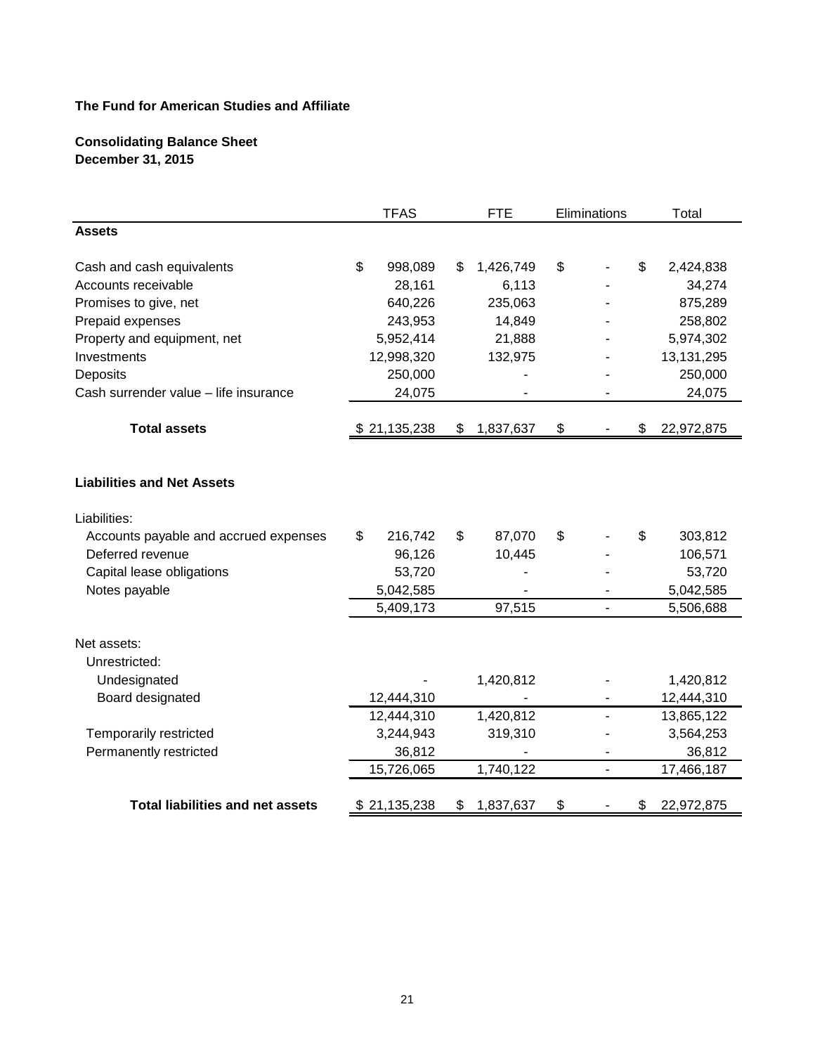**The Fund for American Studies and Affiliate**

**Consolidating Balance Sheet**
**December 31, 2015**

| | TFAS | FTE | Eliminations | Total |
|---|---|---|---|---|
| **Assets** | | | | |
| Cash and cash equivalents | $ 998,089 | $ 1,426,749 | $ - | $ 2,424,838 |
| Accounts receivable | 28,161 | 6,113 | - | 34,274 |
| Promises to give, net | 640,226 | 235,063 | - | 875,289 |
| Prepaid expenses | 243,953 | 14,849 | - | 258,802 |
| Property and equipment, net | 5,952,414 | 21,888 | - | 5,974,302 |
| Investments | 12,998,320 | 132,975 | - | 13,131,295 |
| Deposits | 250,000 | - | - | 250,000 |
| Cash surrender value – life insurance | 24,075 | - | - | 24,075 |
| **Total assets** | $ 21,135,238 | $ 1,837,637 | $ - | $ 22,972,875 |
| **Liabilities and Net Assets** | | | | |
| Liabilities: | | | | |
| Accounts payable and accrued expenses | $ 216,742 | $ 87,070 | $ - | $ 303,812 |
| Deferred revenue | 96,126 | 10,445 | - | 106,571 |
| Capital lease obligations | 53,720 | - | - | 53,720 |
| Notes payable | 5,042,585 | - | - | 5,042,585 |
| | 5,409,173 | 97,515 | - | 5,506,688 |
| Net assets: | | | | |
| Unrestricted: | | | | |
| Undesignated | - | 1,420,812 | - | 1,420,812 |
| Board designated | 12,444,310 | - | - | 12,444,310 |
| | 12,444,310 | 1,420,812 | - | 13,865,122 |
| Temporarily restricted | 3,244,943 | 319,310 | - | 3,564,253 |
| Permanently restricted | 36,812 | - | - | 36,812 |
| | 15,726,065 | 1,740,122 | - | 17,466,187 |
| **Total liabilities and net assets** | $ 21,135,238 | $ 1,837,637 | $ - | $ 22,972,875 |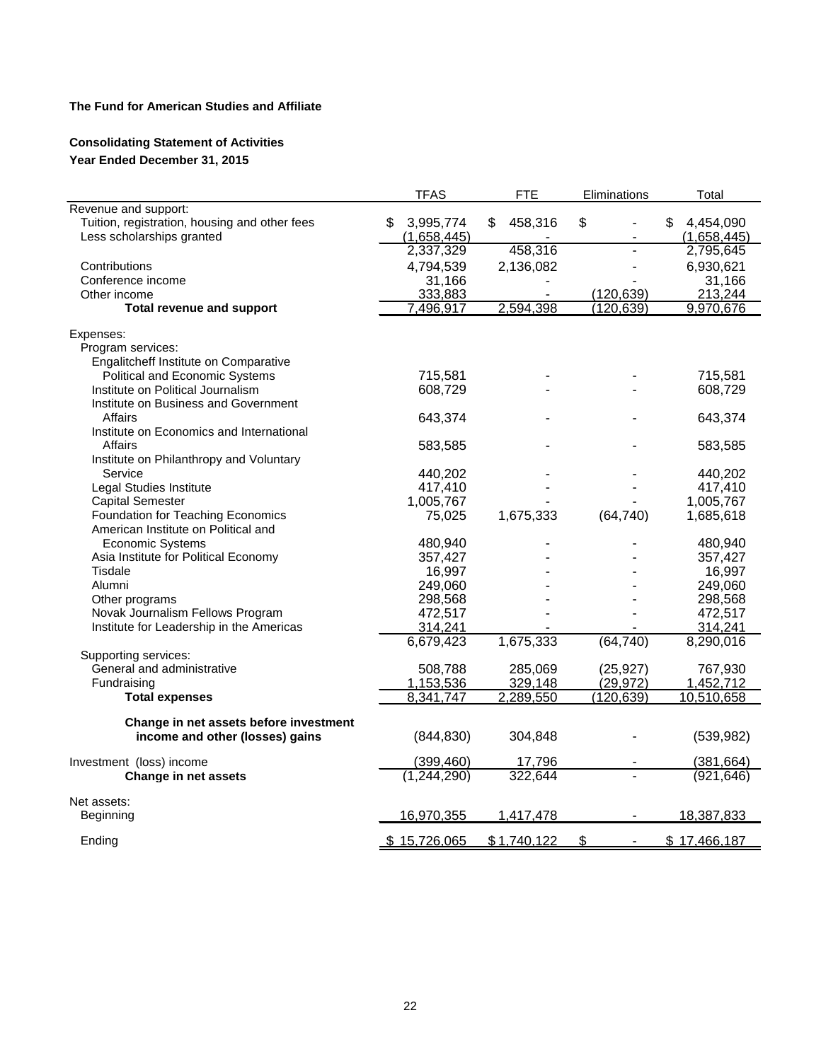**The Fund for American Studies and Affiliate**

**Consolidating Statement of Activities**
**Year Ended December 31, 2015**

| | TFAS | FTE | Eliminations | Total |
|---|---|---|---|---|
| Revenue and support: | | | | |
| Tuition, registration, housing and other fees | $ 3,995,774 | $ 458,316 | $ - | $ 4,454,090 |
| Less scholarships granted | (1,658,445) | - | - | (1,658,445) |
| | 2,337,329 | 458,316 | - | 2,795,645 |
| Contributions | 4,794,539 | 2,136,082 | - | 6,930,621 |
| Conference income | 31,166 | - | - | 31,166 |
| Other income | 333,883 | - | (120,639) | 213,244 |
| **Total revenue and support** | 7,496,917 | 2,594,398 | (120,639) | 9,970,676 |
| Expenses: | | | | |
| Program services: | | | | |
| Engalitcheff Institute on Comparative Political and Economic Systems | 715,581 | - | - | 715,581 |
| Institute on Political Journalism | 608,729 | - | - | 608,729 |
| Institute on Business and Government Affairs | 643,374 | - | - | 643,374 |
| Institute on Economics and International Affairs | 583,585 | - | - | 583,585 |
| Institute on Philanthropy and Voluntary Service | 440,202 | - | - | 440,202 |
| Legal Studies Institute | 417,410 | - | - | 417,410 |
| Capital Semester | 1,005,767 | - | - | 1,005,767 |
| Foundation for Teaching Economics | 75,025 | 1,675,333 | (64,740) | 1,685,618 |
| American Institute on Political and Economic Systems | 480,940 | - | - | 480,940 |
| Asia Institute for Political Economy | 357,427 | - | - | 357,427 |
| Tisdale | 16,997 | - | - | 16,997 |
| Alumni | 249,060 | - | - | 249,060 |
| Other programs | 298,568 | - | - | 298,568 |
| Novak Journalism Fellows Program | 472,517 | - | - | 472,517 |
| Institute for Leadership in the Americas | 314,241 | - | - | 314,241 |
| | 6,679,423 | 1,675,333 | (64,740) | 8,290,016 |
| Supporting services: | | | | |
| General and administrative | 508,788 | 285,069 | (25,927) | 767,930 |
| Fundraising | 1,153,536 | 329,148 | (29,972) | 1,452,712 |
| **Total expenses** | 8,341,747 | 2,289,550 | (120,639) | 10,510,658 |
| **Change in net assets before investment income and other (losses) gains** | (844,830) | 304,848 | - | (539,982) |
| Investment (loss) income | (399,460) | 17,796 | - | (381,664) |
| **Change in net assets** | (1,244,290) | 322,644 | - | (921,646) |
| Net assets: | | | | |
| Beginning | 16,970,355 | 1,417,478 | - | 18,387,833 |
| Ending | $ 15,726,065 | $ 1,740,122 | $ - | $ 17,466,187 |